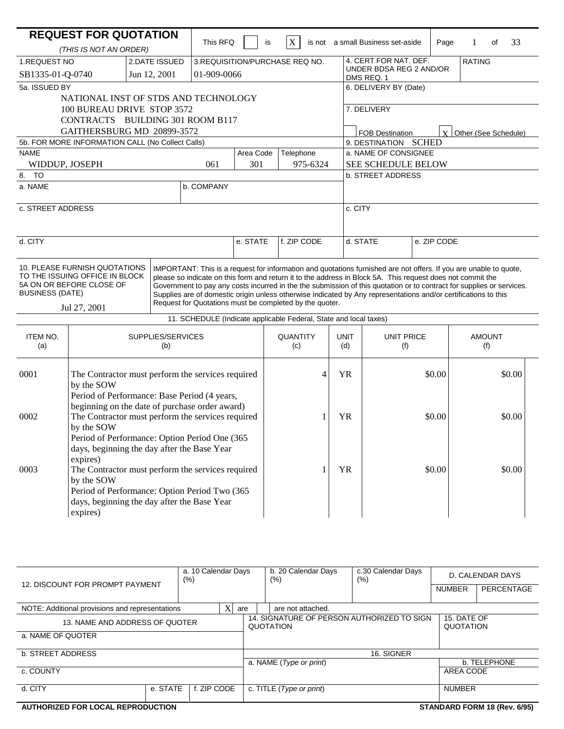# REQUEST FOR QUOTATION

*(THIS IS NOT AN ORDER)*

This RFQ [ ] is [X] is not a small Business set-aside

| 1. REQUEST NO | 2. DATE ISSUED | 3. REQUISITION/PURCHASE REQ NO. | 4. CERT FOR NAT. DEF. UNDER BDSA REG 2 AND/OR DMS REQ. 1 | RATING |
|---|---|---|---|---|
| SB1335-01-Q-0740 | Jun 12, 2001 | 01-909-0066 | | |

**5a. ISSUED BY**

NATIONAL INST OF STDS AND TECHNOLOGY
100 BUREAU DRIVE STOP 3572
CONTRACTS BUILDING 301 ROOM B117
GAITHERSBURG MD 20899-3572

**6. DELIVERY BY (Date)**

**7. DELIVERY**

[ ] FOB Destination [X] Other (See Schedule)

**5b. FOR MORE INFORMATION CALL (No Collect Calls)**

| NAME | | Area Code | Telephone |
|---|---|---|---|
| WIDDUP, JOSEPH | 061 | 301 | 975-6324 |

**9. DESTINATION** SCHED

a. NAME OF CONSIGNEE: SEE SCHEDULE BELOW

b. STREET ADDRESS

c. CITY

d. STATE | e. ZIP CODE

**8. TO**

a. NAME | b. COMPANY

c. STREET ADDRESS

d. CITY | e. STATE | f. ZIP CODE

**10. PLEASE FURNISH QUOTATIONS TO THE ISSUING OFFICE IN BLOCK 5A ON OR BEFORE CLOSE OF BUSINESS (DATE)**

Jul 27, 2001

IMPORTANT: This is a request for information and quotations furnished are not offers. If you are unable to quote, please so indicate on this form and return it to the address in Block 5A. This request does not commit the Government to pay any costs incurred in the the submission of this quotation or to contract for supplies or services. Supplies are of domestic origin unless otherwise indicated by Any representations and/or certifications to this Request for Quotations must be completed by the quoter.

**11. SCHEDULE (Indicate applicable Federal, State and local taxes)**

| ITEM NO. (a) | SUPPLIES/SERVICES (b) | QUANTITY (c) | UNIT (d) | UNIT PRICE (f) | AMOUNT (f) |
|---|---|---|---|---|---|
| 0001 | The Contractor must perform the services required by the SOW<br>Period of Performance: Base Period (4 years, beginning on the date of purchase order award) | 4 | YR | $0.00 | $0.00 |
| 0002 | The Contractor must perform the services required by the SOW<br>Period of Performance: Option Period One (365 days, beginning the day after the Base Year expires) | 1 | YR | $0.00 | $0.00 |
| 0003 | The Contractor must perform the services required by the SOW<br>Period of Performance: Option Period Two (365 days, beginning the day after the Base Year expires) | 1 | YR | $0.00 | $0.00 |

| 12. DISCOUNT FOR PROMPT PAYMENT | a. 10 Calendar Days (%) | b. 20 Calendar Days (%) | c. 30 Calendar Days (%) | D. CALENDAR DAYS NUMBER | PERCENTAGE |
|---|---|---|---|---|---|
| | | | | | |

NOTE: Additional provisions and representations [X] are [ ] are not attached.

| 13. NAME AND ADDRESS OF QUOTER | | | 14. SIGNATURE OF PERSON AUTHORIZED TO SIGN QUOTATION | 15. DATE OF QUOTATION |
|---|---|---|---|---|
| a. NAME OF QUOTER | | | | |
| b. STREET ADDRESS | | | 16. SIGNER | |
| | | | a. NAME (*Type or print*) | b. TELEPHONE |
| c. COUNTY | | | | AREA CODE |
| d. CITY | e. STATE | f. ZIP CODE | c. TITLE (*Type or print*) | NUMBER |

AUTHORIZED FOR LOCAL REPRODUCTION

STANDARD FORM 18 (Rev. 6/95)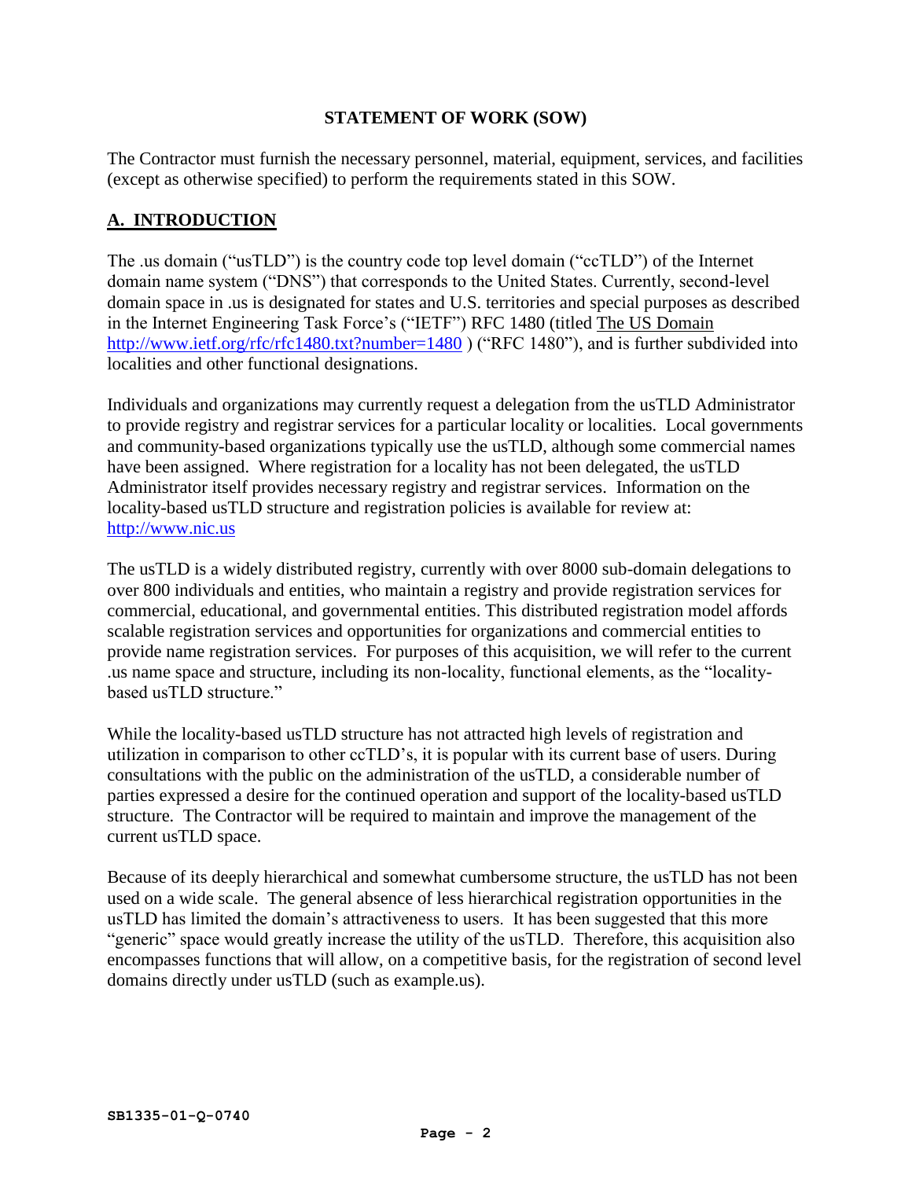**STATEMENT OF WORK (SOW)**

The Contractor must furnish the necessary personnel, material, equipment, services, and facilities (except as otherwise specified) to perform the requirements stated in this SOW.

## A. INTRODUCTION

The .us domain ("usTLD") is the country code top level domain ("ccTLD") of the Internet domain name system ("DNS") that corresponds to the United States. Currently, second-level domain space in .us is designated for states and U.S. territories and special purposes as described in the Internet Engineering Task Force's ("IETF") RFC 1480 (titled The US Domain http://www.ietf.org/rfc/rfc1480.txt?number=1480 ) ("RFC 1480"), and is further subdivided into localities and other functional designations.

Individuals and organizations may currently request a delegation from the usTLD Administrator to provide registry and registrar services for a particular locality or localities. Local governments and community-based organizations typically use the usTLD, although some commercial names have been assigned. Where registration for a locality has not been delegated, the usTLD Administrator itself provides necessary registry and registrar services. Information on the locality-based usTLD structure and registration policies is available for review at: http://www.nic.us

The usTLD is a widely distributed registry, currently with over 8000 sub-domain delegations to over 800 individuals and entities, who maintain a registry and provide registration services for commercial, educational, and governmental entities. This distributed registration model affords scalable registration services and opportunities for organizations and commercial entities to provide name registration services. For purposes of this acquisition, we will refer to the current .us name space and structure, including its non-locality, functional elements, as the "locality-based usTLD structure."

While the locality-based usTLD structure has not attracted high levels of registration and utilization in comparison to other ccTLD's, it is popular with its current base of users. During consultations with the public on the administration of the usTLD, a considerable number of parties expressed a desire for the continued operation and support of the locality-based usTLD structure. The Contractor will be required to maintain and improve the management of the current usTLD space.

Because of its deeply hierarchical and somewhat cumbersome structure, the usTLD has not been used on a wide scale. The general absence of less hierarchical registration opportunities in the usTLD has limited the domain's attractiveness to users. It has been suggested that this more "generic" space would greatly increase the utility of the usTLD. Therefore, this acquisition also encompasses functions that will allow, on a competitive basis, for the registration of second level domains directly under usTLD (such as example.us).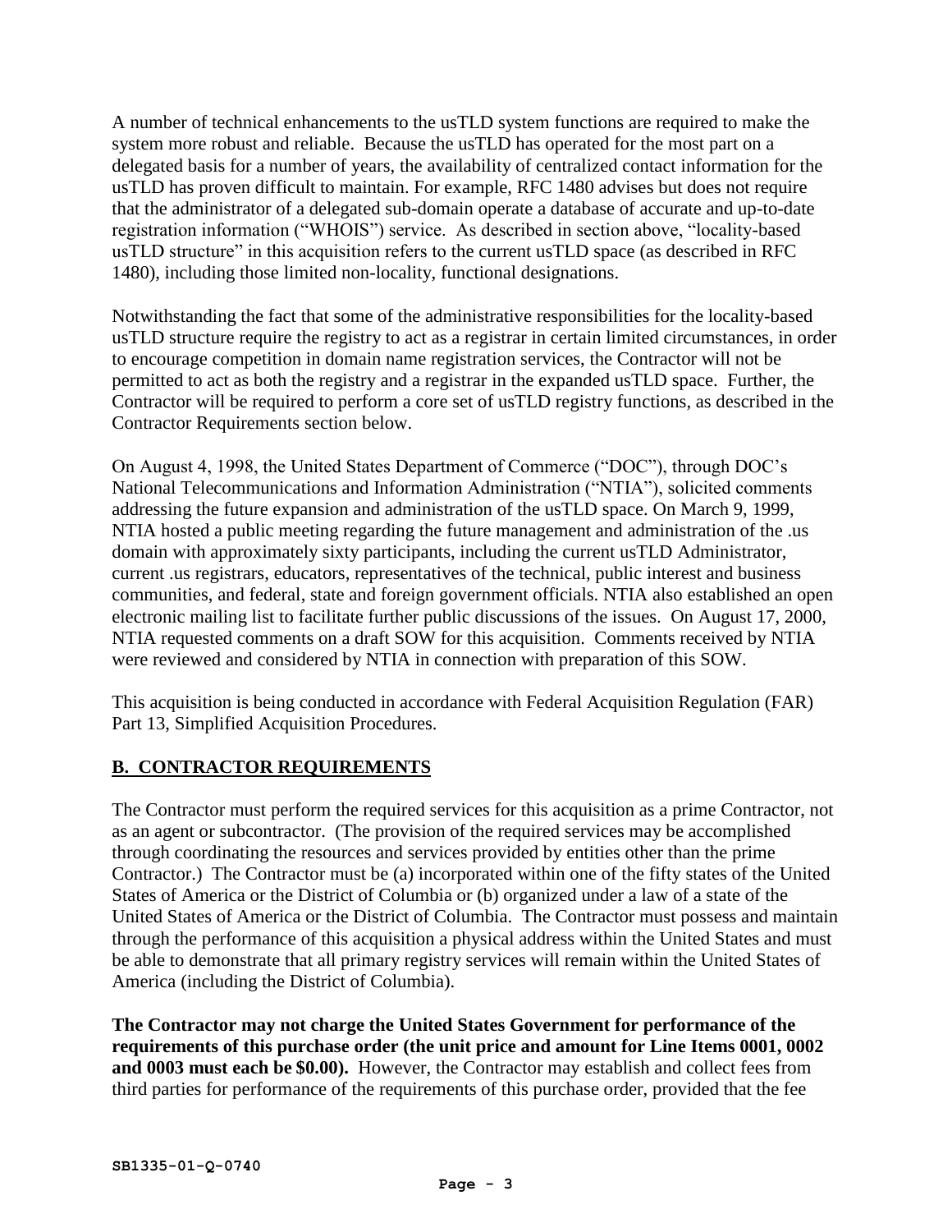A number of technical enhancements to the usTLD system functions are required to make the system more robust and reliable. Because the usTLD has operated for the most part on a delegated basis for a number of years, the availability of centralized contact information for the usTLD has proven difficult to maintain. For example, RFC 1480 advises but does not require that the administrator of a delegated sub-domain operate a database of accurate and up-to-date registration information ("WHOIS") service. As described in section above, "locality-based usTLD structure" in this acquisition refers to the current usTLD space (as described in RFC 1480), including those limited non-locality, functional designations.

Notwithstanding the fact that some of the administrative responsibilities for the locality-based usTLD structure require the registry to act as a registrar in certain limited circumstances, in order to encourage competition in domain name registration services, the Contractor will not be permitted to act as both the registry and a registrar in the expanded usTLD space. Further, the Contractor will be required to perform a core set of usTLD registry functions, as described in the Contractor Requirements section below.

On August 4, 1998, the United States Department of Commerce ("DOC"), through DOC's National Telecommunications and Information Administration ("NTIA"), solicited comments addressing the future expansion and administration of the usTLD space. On March 9, 1999, NTIA hosted a public meeting regarding the future management and administration of the .us domain with approximately sixty participants, including the current usTLD Administrator, current .us registrars, educators, representatives of the technical, public interest and business communities, and federal, state and foreign government officials. NTIA also established an open electronic mailing list to facilitate further public discussions of the issues. On August 17, 2000, NTIA requested comments on a draft SOW for this acquisition. Comments received by NTIA were reviewed and considered by NTIA in connection with preparation of this SOW.

This acquisition is being conducted in accordance with Federal Acquisition Regulation (FAR) Part 13, Simplified Acquisition Procedures.

## B. CONTRACTOR REQUIREMENTS

The Contractor must perform the required services for this acquisition as a prime Contractor, not as an agent or subcontractor. (The provision of the required services may be accomplished through coordinating the resources and services provided by entities other than the prime Contractor.) The Contractor must be (a) incorporated within one of the fifty states of the United States of America or the District of Columbia or (b) organized under a law of a state of the United States of America or the District of Columbia. The Contractor must possess and maintain through the performance of this acquisition a physical address within the United States and must be able to demonstrate that all primary registry services will remain within the United States of America (including the District of Columbia).

**The Contractor may not charge the United States Government for performance of the requirements of this purchase order (the unit price and amount for Line Items 0001, 0002 and 0003 must each be $0.00).** However, the Contractor may establish and collect fees from third parties for performance of the requirements of this purchase order, provided that the fee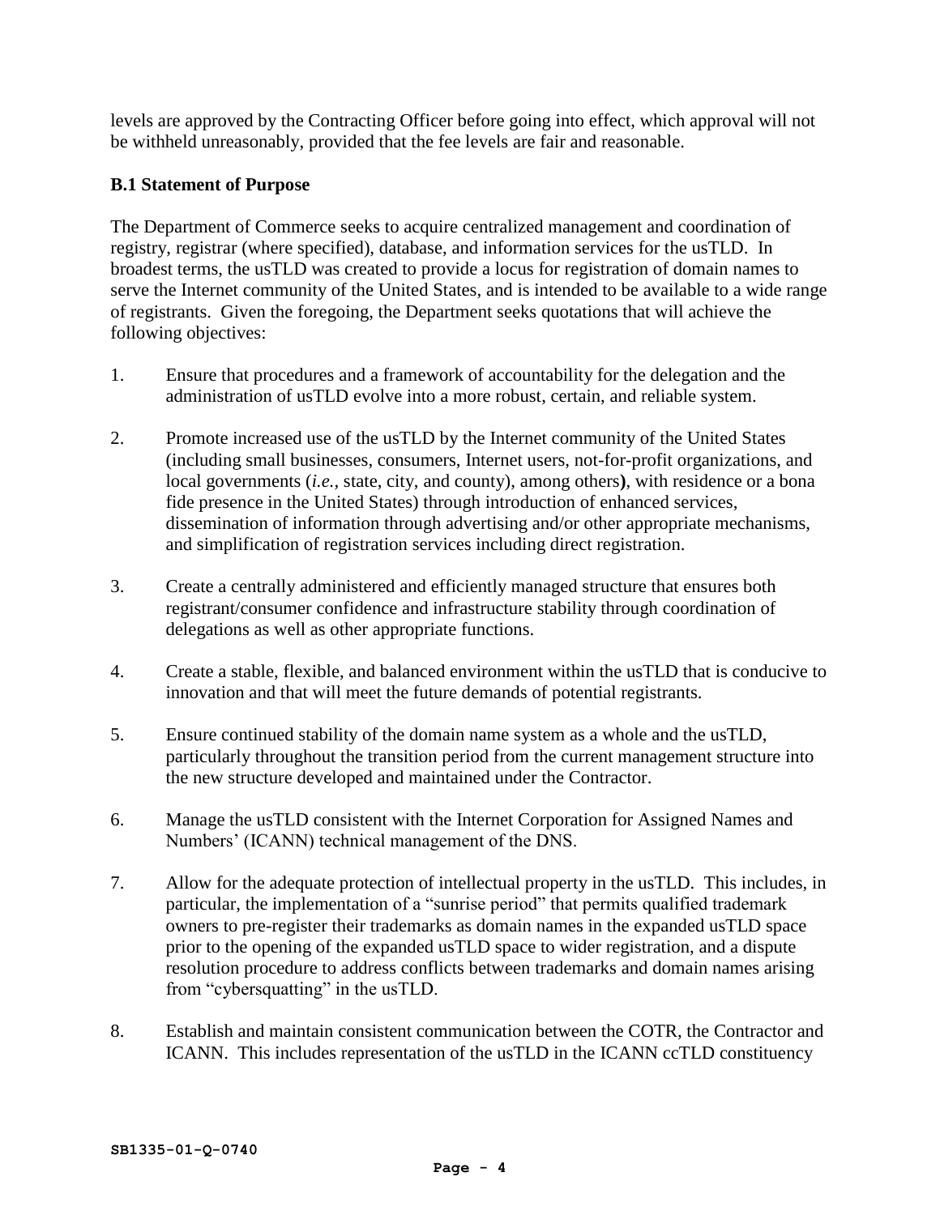levels are approved by the Contracting Officer before going into effect, which approval will not be withheld unreasonably, provided that the fee levels are fair and reasonable.

**B.1 Statement of Purpose**

The Department of Commerce seeks to acquire centralized management and coordination of registry, registrar (where specified), database, and information services for the usTLD. In broadest terms, the usTLD was created to provide a locus for registration of domain names to serve the Internet community of the United States, and is intended to be available to a wide range of registrants. Given the foregoing, the Department seeks quotations that will achieve the following objectives:

1. Ensure that procedures and a framework of accountability for the delegation and the administration of usTLD evolve into a more robust, certain, and reliable system.

2. Promote increased use of the usTLD by the Internet community of the United States (including small businesses, consumers, Internet users, not-for-profit organizations, and local governments (*i.e.*, state, city, and county), among others**)**, with residence or a bona fide presence in the United States) through introduction of enhanced services, dissemination of information through advertising and/or other appropriate mechanisms, and simplification of registration services including direct registration.

3. Create a centrally administered and efficiently managed structure that ensures both registrant/consumer confidence and infrastructure stability through coordination of delegations as well as other appropriate functions.

4. Create a stable, flexible, and balanced environment within the usTLD that is conducive to innovation and that will meet the future demands of potential registrants.

5. Ensure continued stability of the domain name system as a whole and the usTLD, particularly throughout the transition period from the current management structure into the new structure developed and maintained under the Contractor.

6. Manage the usTLD consistent with the Internet Corporation for Assigned Names and Numbers' (ICANN) technical management of the DNS.

7. Allow for the adequate protection of intellectual property in the usTLD. This includes, in particular, the implementation of a "sunrise period" that permits qualified trademark owners to pre-register their trademarks as domain names in the expanded usTLD space prior to the opening of the expanded usTLD space to wider registration, and a dispute resolution procedure to address conflicts between trademarks and domain names arising from "cybersquatting" in the usTLD.

8. Establish and maintain consistent communication between the COTR, the Contractor and ICANN. This includes representation of the usTLD in the ICANN ccTLD constituency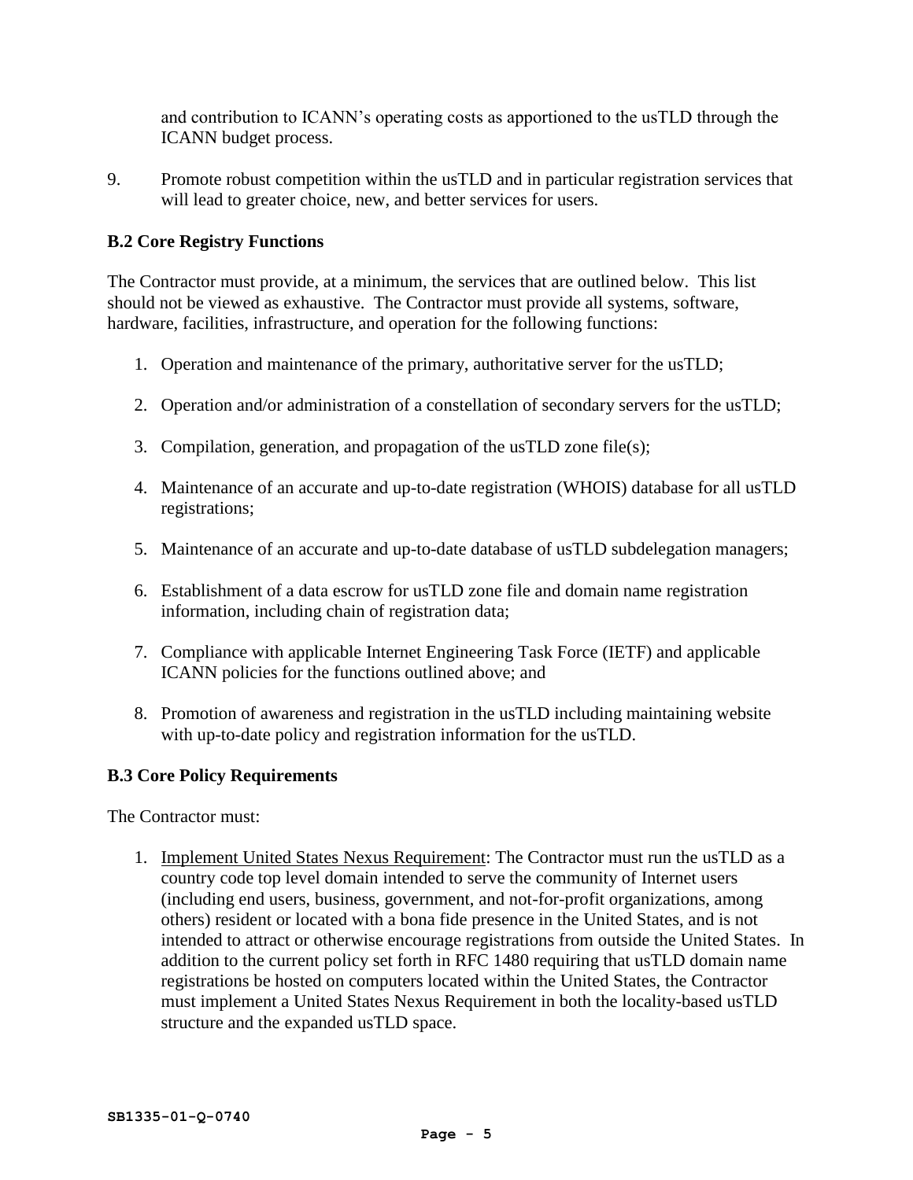and contribution to ICANN's operating costs as apportioned to the usTLD through the ICANN budget process.

9. Promote robust competition within the usTLD and in particular registration services that will lead to greater choice, new, and better services for users.

**B.2 Core Registry Functions**

The Contractor must provide, at a minimum, the services that are outlined below. This list should not be viewed as exhaustive. The Contractor must provide all systems, software, hardware, facilities, infrastructure, and operation for the following functions:

1. Operation and maintenance of the primary, authoritative server for the usTLD;

2. Operation and/or administration of a constellation of secondary servers for the usTLD;

3. Compilation, generation, and propagation of the usTLD zone file(s);

4. Maintenance of an accurate and up-to-date registration (WHOIS) database for all usTLD registrations;

5. Maintenance of an accurate and up-to-date database of usTLD subdelegation managers;

6. Establishment of a data escrow for usTLD zone file and domain name registration information, including chain of registration data;

7. Compliance with applicable Internet Engineering Task Force (IETF) and applicable ICANN policies for the functions outlined above; and

8. Promotion of awareness and registration in the usTLD including maintaining website with up-to-date policy and registration information for the usTLD.

**B.3 Core Policy Requirements**

The Contractor must:

1. Implement United States Nexus Requirement: The Contractor must run the usTLD as a country code top level domain intended to serve the community of Internet users (including end users, business, government, and not-for-profit organizations, among others) resident or located with a bona fide presence in the United States, and is not intended to attract or otherwise encourage registrations from outside the United States. In addition to the current policy set forth in RFC 1480 requiring that usTLD domain name registrations be hosted on computers located within the United States, the Contractor must implement a United States Nexus Requirement in both the locality-based usTLD structure and the expanded usTLD space.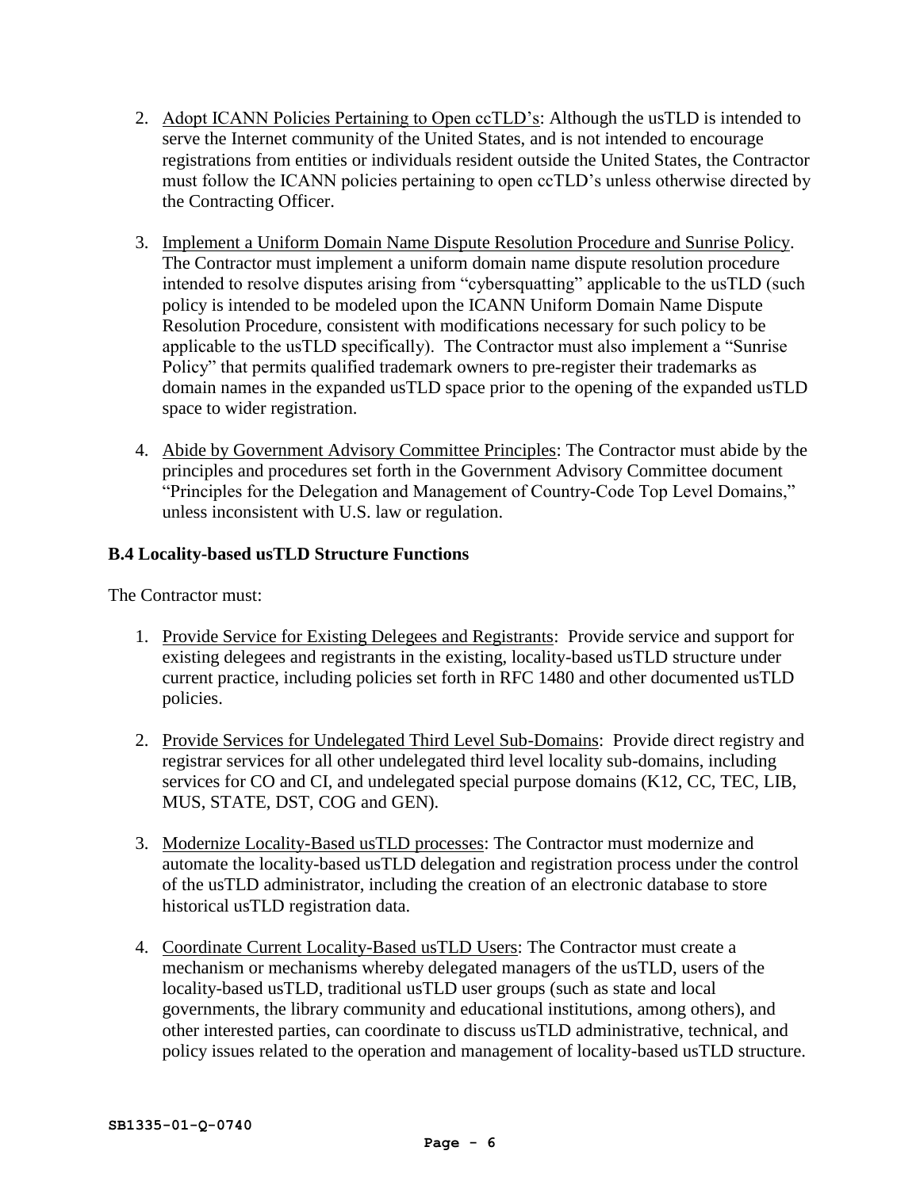2. Adopt ICANN Policies Pertaining to Open ccTLD's: Although the usTLD is intended to serve the Internet community of the United States, and is not intended to encourage registrations from entities or individuals resident outside the United States, the Contractor must follow the ICANN policies pertaining to open ccTLD's unless otherwise directed by the Contracting Officer.

3. Implement a Uniform Domain Name Dispute Resolution Procedure and Sunrise Policy. The Contractor must implement a uniform domain name dispute resolution procedure intended to resolve disputes arising from "cybersquatting" applicable to the usTLD (such policy is intended to be modeled upon the ICANN Uniform Domain Name Dispute Resolution Procedure, consistent with modifications necessary for such policy to be applicable to the usTLD specifically). The Contractor must also implement a "Sunrise Policy" that permits qualified trademark owners to pre-register their trademarks as domain names in the expanded usTLD space prior to the opening of the expanded usTLD space to wider registration.

4. Abide by Government Advisory Committee Principles: The Contractor must abide by the principles and procedures set forth in the Government Advisory Committee document "Principles for the Delegation and Management of Country-Code Top Level Domains," unless inconsistent with U.S. law or regulation.

**B.4 Locality-based usTLD Structure Functions**

The Contractor must:

1. Provide Service for Existing Delegees and Registrants: Provide service and support for existing delegees and registrants in the existing, locality-based usTLD structure under current practice, including policies set forth in RFC 1480 and other documented usTLD policies.

2. Provide Services for Undelegated Third Level Sub-Domains: Provide direct registry and registrar services for all other undelegated third level locality sub-domains, including services for CO and CI, and undelegated special purpose domains (K12, CC, TEC, LIB, MUS, STATE, DST, COG and GEN).

3. Modernize Locality-Based usTLD processes: The Contractor must modernize and automate the locality-based usTLD delegation and registration process under the control of the usTLD administrator, including the creation of an electronic database to store historical usTLD registration data.

4. Coordinate Current Locality-Based usTLD Users: The Contractor must create a mechanism or mechanisms whereby delegated managers of the usTLD, users of the locality-based usTLD, traditional usTLD user groups (such as state and local governments, the library community and educational institutions, among others), and other interested parties, can coordinate to discuss usTLD administrative, technical, and policy issues related to the operation and management of locality-based usTLD structure.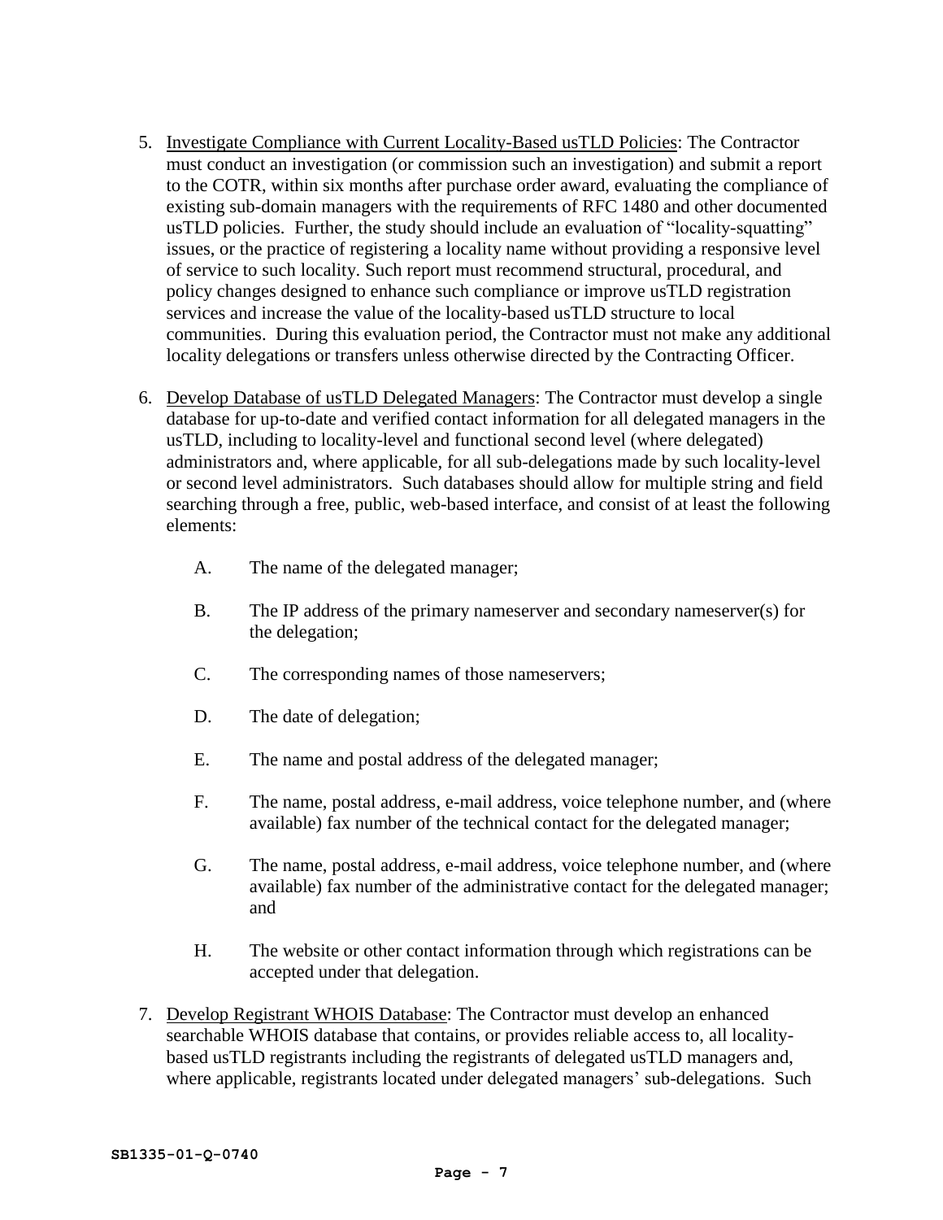5. Investigate Compliance with Current Locality-Based usTLD Policies: The Contractor must conduct an investigation (or commission such an investigation) and submit a report to the COTR, within six months after purchase order award, evaluating the compliance of existing sub-domain managers with the requirements of RFC 1480 and other documented usTLD policies. Further, the study should include an evaluation of "locality-squatting" issues, or the practice of registering a locality name without providing a responsive level of service to such locality. Such report must recommend structural, procedural, and policy changes designed to enhance such compliance or improve usTLD registration services and increase the value of the locality-based usTLD structure to local communities. During this evaluation period, the Contractor must not make any additional locality delegations or transfers unless otherwise directed by the Contracting Officer.

6. Develop Database of usTLD Delegated Managers: The Contractor must develop a single database for up-to-date and verified contact information for all delegated managers in the usTLD, including to locality-level and functional second level (where delegated) administrators and, where applicable, for all sub-delegations made by such locality-level or second level administrators. Such databases should allow for multiple string and field searching through a free, public, web-based interface, and consist of at least the following elements:

   A. The name of the delegated manager;

   B. The IP address of the primary nameserver and secondary nameserver(s) for the delegation;

   C. The corresponding names of those nameservers;

   D. The date of delegation;

   E. The name and postal address of the delegated manager;

   F. The name, postal address, e-mail address, voice telephone number, and (where available) fax number of the technical contact for the delegated manager;

   G. The name, postal address, e-mail address, voice telephone number, and (where available) fax number of the administrative contact for the delegated manager; and

   H. The website or other contact information through which registrations can be accepted under that delegation.

7. Develop Registrant WHOIS Database: The Contractor must develop an enhanced searchable WHOIS database that contains, or provides reliable access to, all locality-based usTLD registrants including the registrants of delegated usTLD managers and, where applicable, registrants located under delegated managers' sub-delegations. Such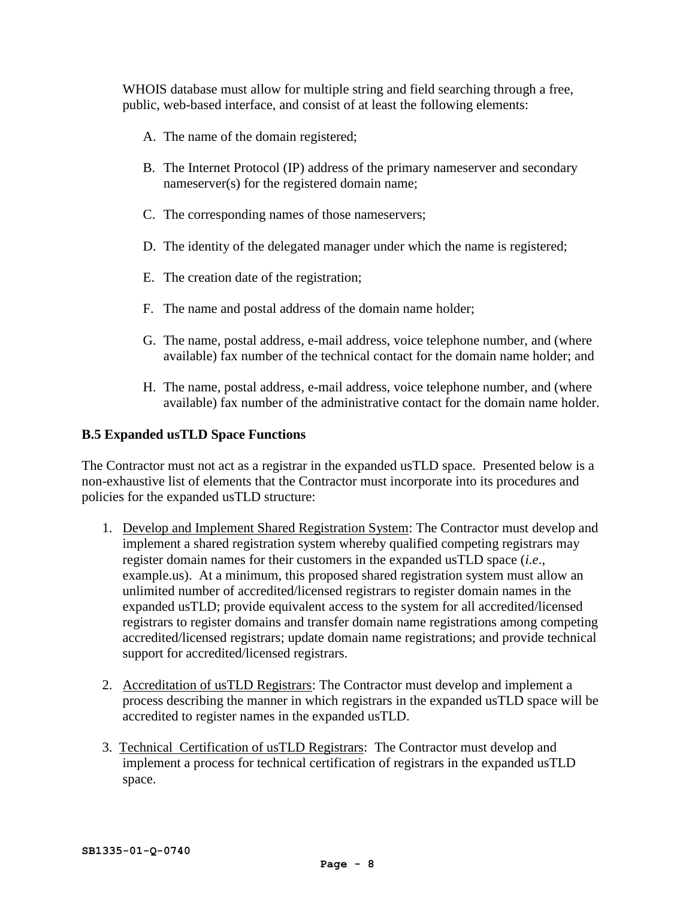WHOIS database must allow for multiple string and field searching through a free, public, web-based interface, and consist of at least the following elements:

A. The name of the domain registered;

B. The Internet Protocol (IP) address of the primary nameserver and secondary nameserver(s) for the registered domain name;

C. The corresponding names of those nameservers;

D. The identity of the delegated manager under which the name is registered;

E. The creation date of the registration;

F. The name and postal address of the domain name holder;

G. The name, postal address, e-mail address, voice telephone number, and (where available) fax number of the technical contact for the domain name holder; and

H. The name, postal address, e-mail address, voice telephone number, and (where available) fax number of the administrative contact for the domain name holder.

**B.5 Expanded usTLD Space Functions**

The Contractor must not act as a registrar in the expanded usTLD space. Presented below is a non-exhaustive list of elements that the Contractor must incorporate into its procedures and policies for the expanded usTLD structure:

1. <u>Develop and Implement Shared Registration System</u>: The Contractor must develop and implement a shared registration system whereby qualified competing registrars may register domain names for their customers in the expanded usTLD space (*i.e*., example.us). At a minimum, this proposed shared registration system must allow an unlimited number of accredited/licensed registrars to register domain names in the expanded usTLD; provide equivalent access to the system for all accredited/licensed registrars to register domains and transfer domain name registrations among competing accredited/licensed registrars; update domain name registrations; and provide technical support for accredited/licensed registrars.

2. <u>Accreditation of usTLD Registrars</u>: The Contractor must develop and implement a process describing the manner in which registrars in the expanded usTLD space will be accredited to register names in the expanded usTLD.

3. <u>Technical Certification of usTLD Registrars</u>: The Contractor must develop and implement a process for technical certification of registrars in the expanded usTLD space.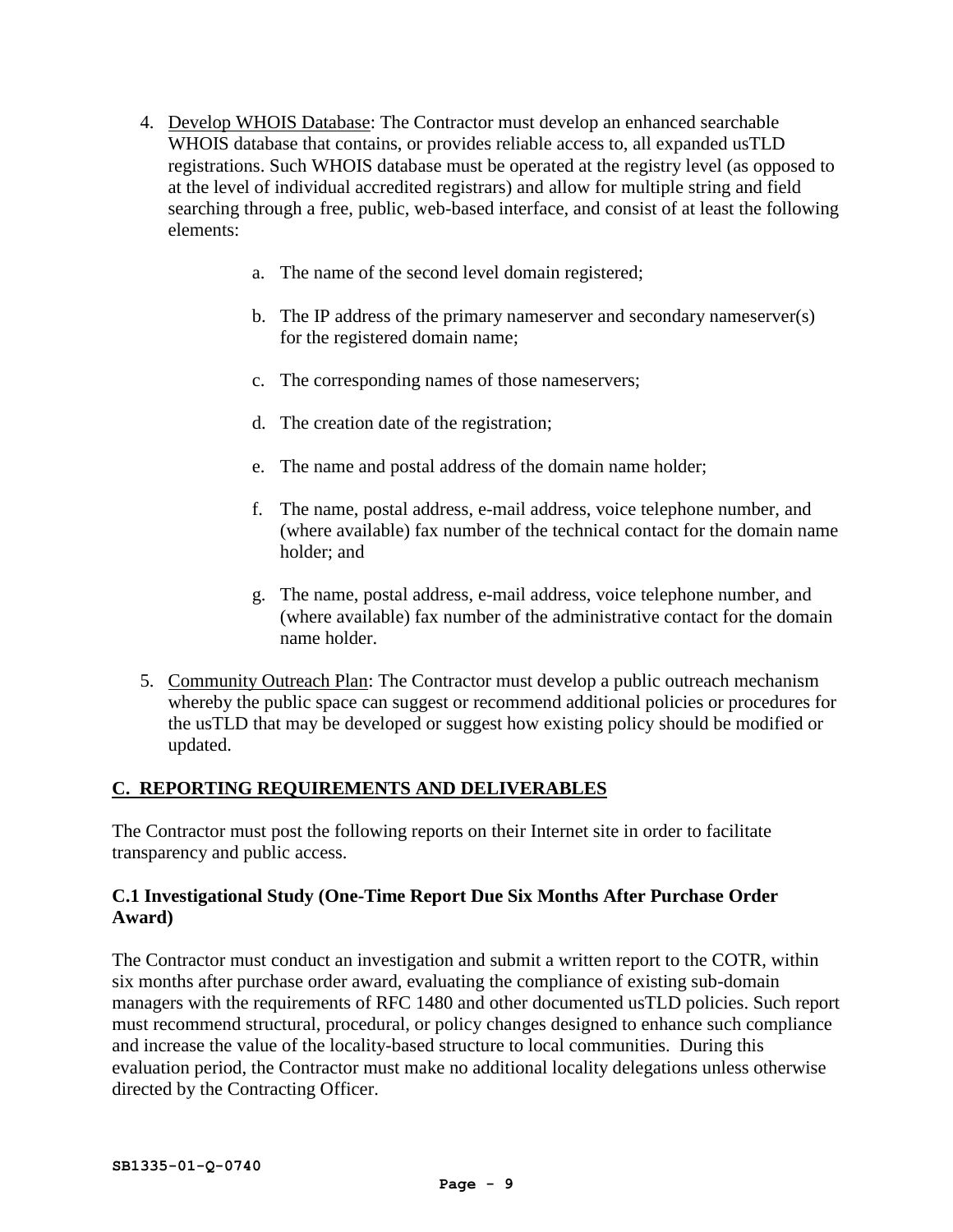4. Develop WHOIS Database: The Contractor must develop an enhanced searchable WHOIS database that contains, or provides reliable access to, all expanded usTLD registrations. Such WHOIS database must be operated at the registry level (as opposed to at the level of individual accredited registrars) and allow for multiple string and field searching through a free, public, web-based interface, and consist of at least the following elements:

   a. The name of the second level domain registered;

   b. The IP address of the primary nameserver and secondary nameserver(s) for the registered domain name;

   c. The corresponding names of those nameservers;

   d. The creation date of the registration;

   e. The name and postal address of the domain name holder;

   f. The name, postal address, e-mail address, voice telephone number, and (where available) fax number of the technical contact for the domain name holder; and

   g. The name, postal address, e-mail address, voice telephone number, and (where available) fax number of the administrative contact for the domain name holder.

5. Community Outreach Plan: The Contractor must develop a public outreach mechanism whereby the public space can suggest or recommend additional policies or procedures for the usTLD that may be developed or suggest how existing policy should be modified or updated.

## C. REPORTING REQUIREMENTS AND DELIVERABLES

The Contractor must post the following reports on their Internet site in order to facilitate transparency and public access.

### C.1 Investigational Study (One-Time Report Due Six Months After Purchase Order Award)

The Contractor must conduct an investigation and submit a written report to the COTR, within six months after purchase order award, evaluating the compliance of existing sub-domain managers with the requirements of RFC 1480 and other documented usTLD policies. Such report must recommend structural, procedural, or policy changes designed to enhance such compliance and increase the value of the locality-based structure to local communities. During this evaluation period, the Contractor must make no additional locality delegations unless otherwise directed by the Contracting Officer.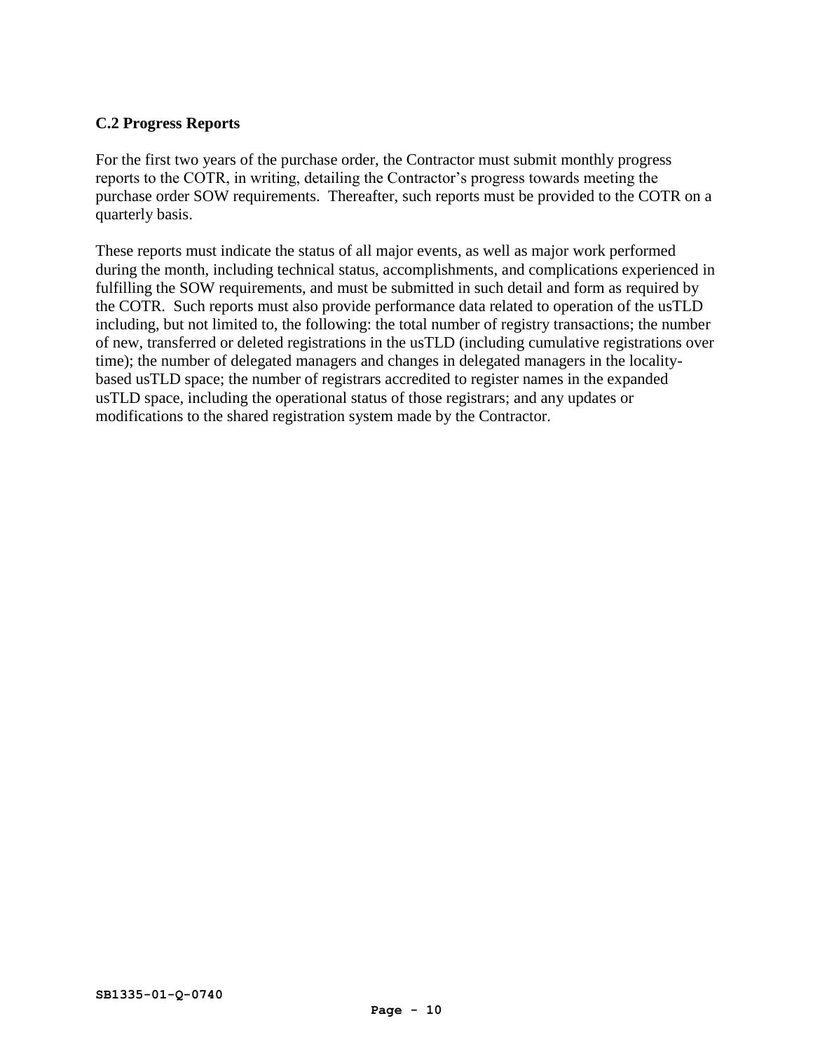### C.2 Progress Reports

For the first two years of the purchase order, the Contractor must submit monthly progress reports to the COTR, in writing, detailing the Contractor's progress towards meeting the purchase order SOW requirements. Thereafter, such reports must be provided to the COTR on a quarterly basis.

These reports must indicate the status of all major events, as well as major work performed during the month, including technical status, accomplishments, and complications experienced in fulfilling the SOW requirements, and must be submitted in such detail and form as required by the COTR. Such reports must also provide performance data related to operation of the usTLD including, but not limited to, the following: the total number of registry transactions; the number of new, transferred or deleted registrations in the usTLD (including cumulative registrations over time); the number of delegated managers and changes in delegated managers in the locality-based usTLD space; the number of registrars accredited to register names in the expanded usTLD space, including the operational status of those registrars; and any updates or modifications to the shared registration system made by the Contractor.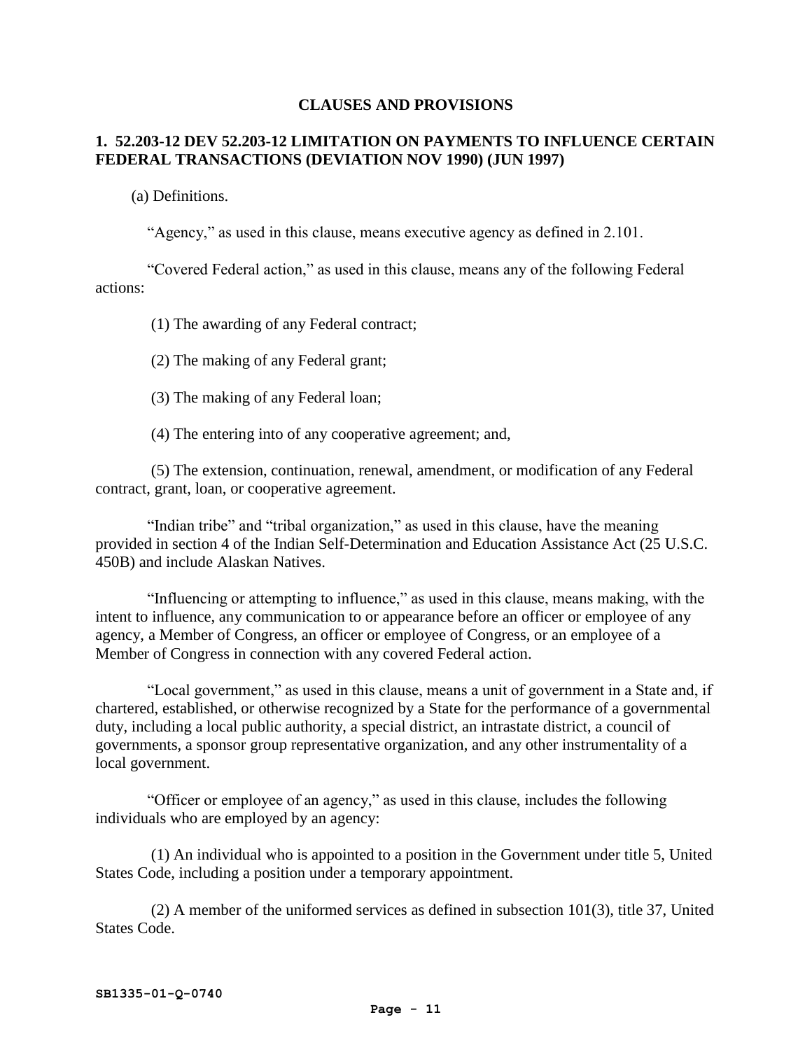## CLAUSES AND PROVISIONS

### 1. 52.203-12 DEV 52.203-12 LIMITATION ON PAYMENTS TO INFLUENCE CERTAIN FEDERAL TRANSACTIONS (DEVIATION NOV 1990) (JUN 1997)

(a) Definitions.

"Agency," as used in this clause, means executive agency as defined in 2.101.

"Covered Federal action," as used in this clause, means any of the following Federal actions:

(1) The awarding of any Federal contract;

(2) The making of any Federal grant;

(3) The making of any Federal loan;

(4) The entering into of any cooperative agreement; and,

(5) The extension, continuation, renewal, amendment, or modification of any Federal contract, grant, loan, or cooperative agreement.

"Indian tribe" and "tribal organization," as used in this clause, have the meaning provided in section 4 of the Indian Self-Determination and Education Assistance Act (25 U.S.C. 450B) and include Alaskan Natives.

"Influencing or attempting to influence," as used in this clause, means making, with the intent to influence, any communication to or appearance before an officer or employee of any agency, a Member of Congress, an officer or employee of Congress, or an employee of a Member of Congress in connection with any covered Federal action.

"Local government," as used in this clause, means a unit of government in a State and, if chartered, established, or otherwise recognized by a State for the performance of a governmental duty, including a local public authority, a special district, an intrastate district, a council of governments, a sponsor group representative organization, and any other instrumentality of a local government.

"Officer or employee of an agency," as used in this clause, includes the following individuals who are employed by an agency:

(1) An individual who is appointed to a position in the Government under title 5, United States Code, including a position under a temporary appointment.

(2) A member of the uniformed services as defined in subsection 101(3), title 37, United States Code.

SB1335-01-Q-0740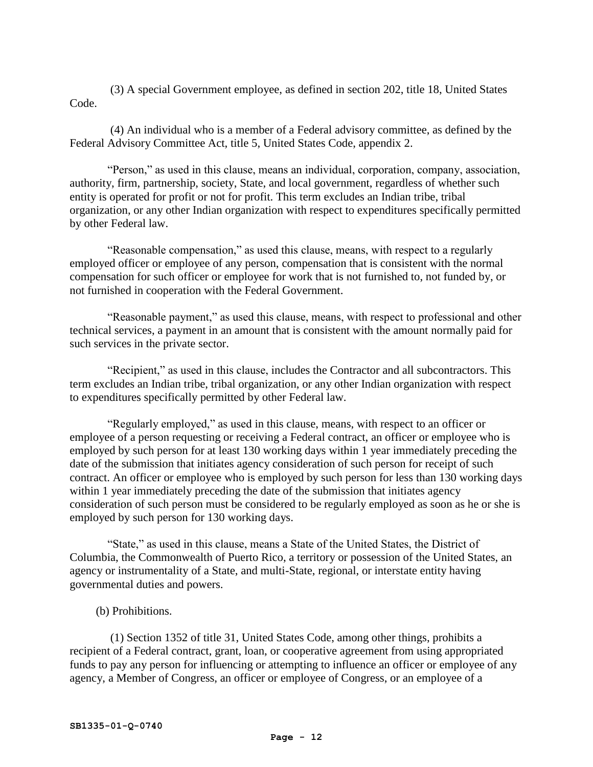(3) A special Government employee, as defined in section 202, title 18, United States Code.

(4) An individual who is a member of a Federal advisory committee, as defined by the Federal Advisory Committee Act, title 5, United States Code, appendix 2.

"Person," as used in this clause, means an individual, corporation, company, association, authority, firm, partnership, society, State, and local government, regardless of whether such entity is operated for profit or not for profit. This term excludes an Indian tribe, tribal organization, or any other Indian organization with respect to expenditures specifically permitted by other Federal law.

"Reasonable compensation," as used this clause, means, with respect to a regularly employed officer or employee of any person, compensation that is consistent with the normal compensation for such officer or employee for work that is not furnished to, not funded by, or not furnished in cooperation with the Federal Government.

"Reasonable payment," as used this clause, means, with respect to professional and other technical services, a payment in an amount that is consistent with the amount normally paid for such services in the private sector.

"Recipient," as used in this clause, includes the Contractor and all subcontractors. This term excludes an Indian tribe, tribal organization, or any other Indian organization with respect to expenditures specifically permitted by other Federal law.

"Regularly employed," as used in this clause, means, with respect to an officer or employee of a person requesting or receiving a Federal contract, an officer or employee who is employed by such person for at least 130 working days within 1 year immediately preceding the date of the submission that initiates agency consideration of such person for receipt of such contract. An officer or employee who is employed by such person for less than 130 working days within 1 year immediately preceding the date of the submission that initiates agency consideration of such person must be considered to be regularly employed as soon as he or she is employed by such person for 130 working days.

"State," as used in this clause, means a State of the United States, the District of Columbia, the Commonwealth of Puerto Rico, a territory or possession of the United States, an agency or instrumentality of a State, and multi-State, regional, or interstate entity having governmental duties and powers.

(b) Prohibitions.

(1) Section 1352 of title 31, United States Code, among other things, prohibits a recipient of a Federal contract, grant, loan, or cooperative agreement from using appropriated funds to pay any person for influencing or attempting to influence an officer or employee of any agency, a Member of Congress, an officer or employee of Congress, or an employee of a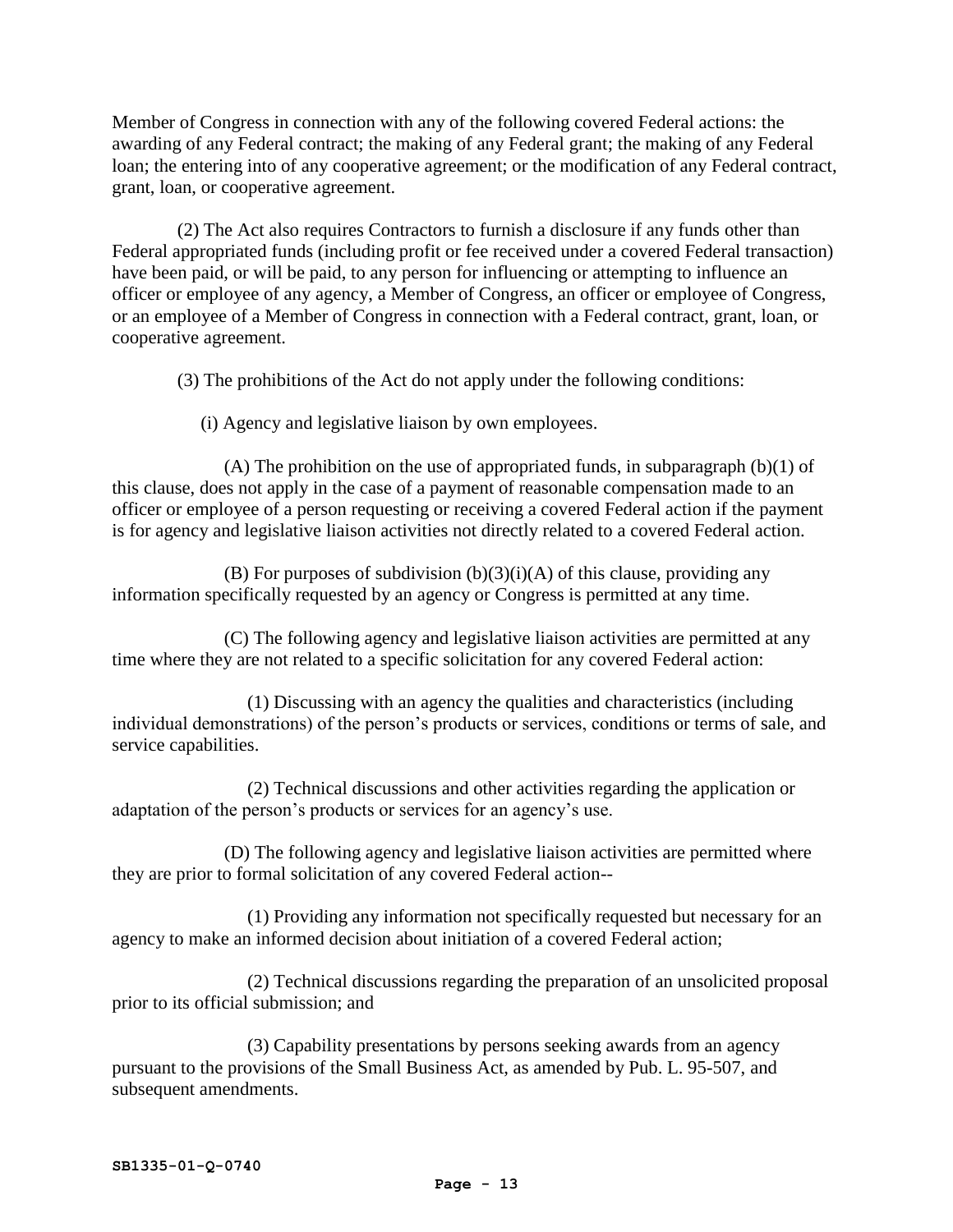Member of Congress in connection with any of the following covered Federal actions: the awarding of any Federal contract; the making of any Federal grant; the making of any Federal loan; the entering into of any cooperative agreement; or the modification of any Federal contract, grant, loan, or cooperative agreement.

(2) The Act also requires Contractors to furnish a disclosure if any funds other than Federal appropriated funds (including profit or fee received under a covered Federal transaction) have been paid, or will be paid, to any person for influencing or attempting to influence an officer or employee of any agency, a Member of Congress, an officer or employee of Congress, or an employee of a Member of Congress in connection with a Federal contract, grant, loan, or cooperative agreement.

(3) The prohibitions of the Act do not apply under the following conditions:

(i) Agency and legislative liaison by own employees.

(A) The prohibition on the use of appropriated funds, in subparagraph (b)(1) of this clause, does not apply in the case of a payment of reasonable compensation made to an officer or employee of a person requesting or receiving a covered Federal action if the payment is for agency and legislative liaison activities not directly related to a covered Federal action.

(B) For purposes of subdivision (b)(3)(i)(A) of this clause, providing any information specifically requested by an agency or Congress is permitted at any time.

(C) The following agency and legislative liaison activities are permitted at any time where they are not related to a specific solicitation for any covered Federal action:

(1) Discussing with an agency the qualities and characteristics (including individual demonstrations) of the person's products or services, conditions or terms of sale, and service capabilities.

(2) Technical discussions and other activities regarding the application or adaptation of the person's products or services for an agency's use.

(D) The following agency and legislative liaison activities are permitted where they are prior to formal solicitation of any covered Federal action--

(1) Providing any information not specifically requested but necessary for an agency to make an informed decision about initiation of a covered Federal action;

(2) Technical discussions regarding the preparation of an unsolicited proposal prior to its official submission; and

(3) Capability presentations by persons seeking awards from an agency pursuant to the provisions of the Small Business Act, as amended by Pub. L. 95-507, and subsequent amendments.

SB1335-01-Q-0740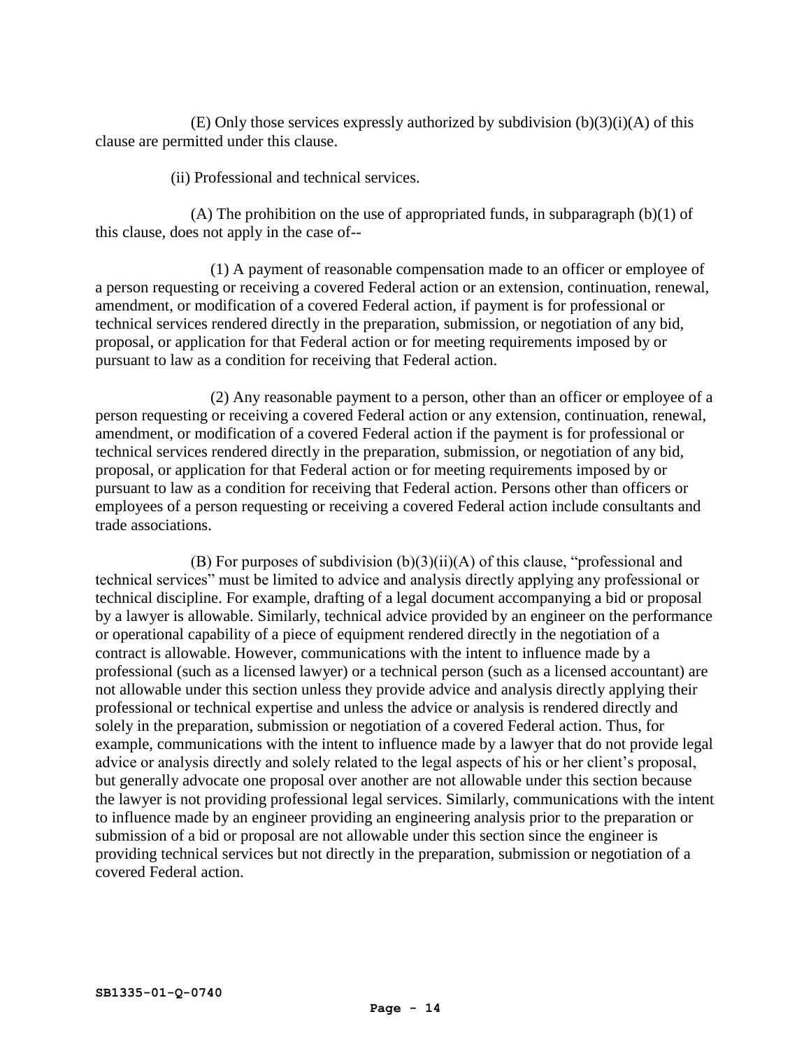(E) Only those services expressly authorized by subdivision (b)(3)(i)(A) of this clause are permitted under this clause.

(ii) Professional and technical services.

(A) The prohibition on the use of appropriated funds, in subparagraph (b)(1) of this clause, does not apply in the case of--

(1) A payment of reasonable compensation made to an officer or employee of a person requesting or receiving a covered Federal action or an extension, continuation, renewal, amendment, or modification of a covered Federal action, if payment is for professional or technical services rendered directly in the preparation, submission, or negotiation of any bid, proposal, or application for that Federal action or for meeting requirements imposed by or pursuant to law as a condition for receiving that Federal action.

(2) Any reasonable payment to a person, other than an officer or employee of a person requesting or receiving a covered Federal action or any extension, continuation, renewal, amendment, or modification of a covered Federal action if the payment is for professional or technical services rendered directly in the preparation, submission, or negotiation of any bid, proposal, or application for that Federal action or for meeting requirements imposed by or pursuant to law as a condition for receiving that Federal action. Persons other than officers or employees of a person requesting or receiving a covered Federal action include consultants and trade associations.

(B) For purposes of subdivision (b)(3)(ii)(A) of this clause, "professional and technical services" must be limited to advice and analysis directly applying any professional or technical discipline. For example, drafting of a legal document accompanying a bid or proposal by a lawyer is allowable. Similarly, technical advice provided by an engineer on the performance or operational capability of a piece of equipment rendered directly in the negotiation of a contract is allowable. However, communications with the intent to influence made by a professional (such as a licensed lawyer) or a technical person (such as a licensed accountant) are not allowable under this section unless they provide advice and analysis directly applying their professional or technical expertise and unless the advice or analysis is rendered directly and solely in the preparation, submission or negotiation of a covered Federal action. Thus, for example, communications with the intent to influence made by a lawyer that do not provide legal advice or analysis directly and solely related to the legal aspects of his or her client's proposal, but generally advocate one proposal over another are not allowable under this section because the lawyer is not providing professional legal services. Similarly, communications with the intent to influence made by an engineer providing an engineering analysis prior to the preparation or submission of a bid or proposal are not allowable under this section since the engineer is providing technical services but not directly in the preparation, submission or negotiation of a covered Federal action.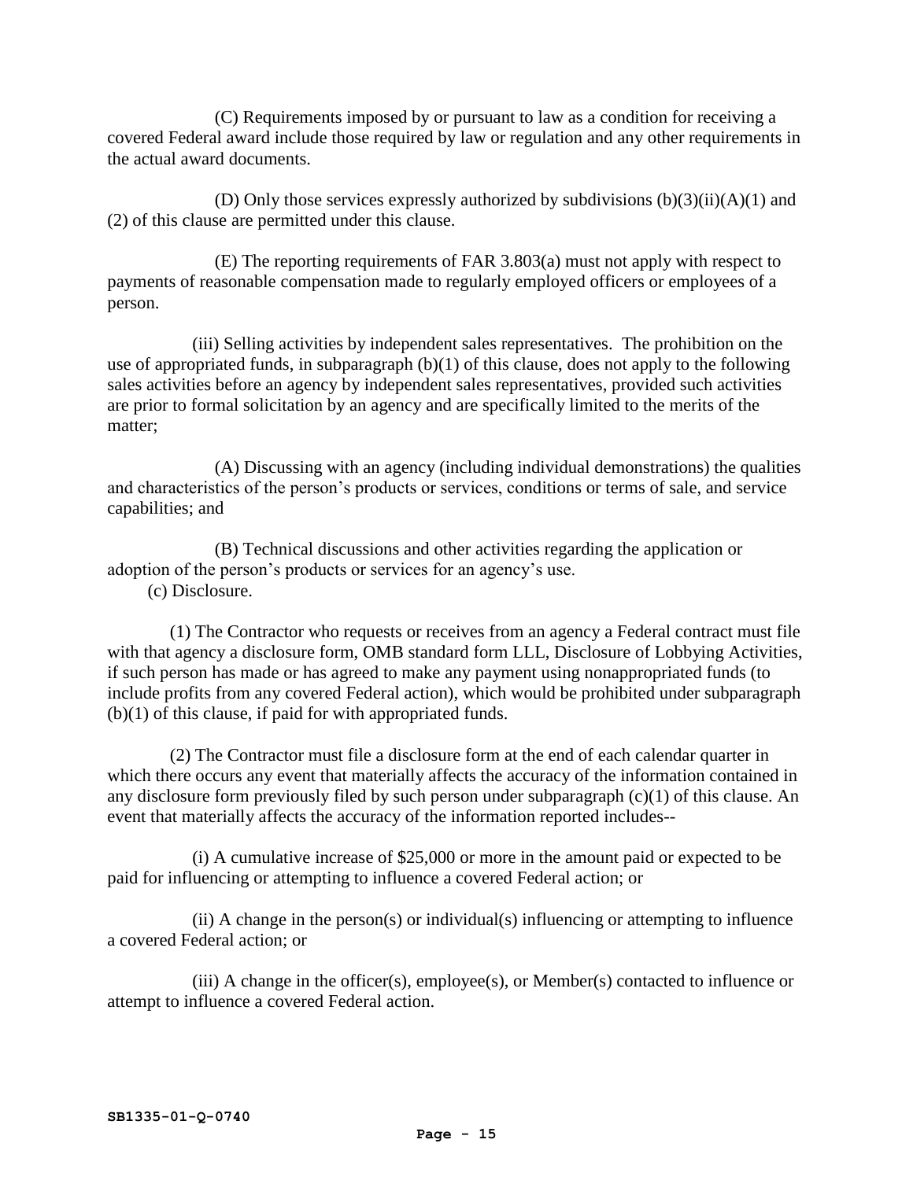(C) Requirements imposed by or pursuant to law as a condition for receiving a covered Federal award include those required by law or regulation and any other requirements in the actual award documents.

(D) Only those services expressly authorized by subdivisions (b)(3)(ii)(A)(1) and (2) of this clause are permitted under this clause.

(E) The reporting requirements of FAR 3.803(a) must not apply with respect to payments of reasonable compensation made to regularly employed officers or employees of a person.

(iii) Selling activities by independent sales representatives. The prohibition on the use of appropriated funds, in subparagraph (b)(1) of this clause, does not apply to the following sales activities before an agency by independent sales representatives, provided such activities are prior to formal solicitation by an agency and are specifically limited to the merits of the matter;

(A) Discussing with an agency (including individual demonstrations) the qualities and characteristics of the person's products or services, conditions or terms of sale, and service capabilities; and

(B) Technical discussions and other activities regarding the application or adoption of the person's products or services for an agency's use.

(c) Disclosure.

(1) The Contractor who requests or receives from an agency a Federal contract must file with that agency a disclosure form, OMB standard form LLL, Disclosure of Lobbying Activities, if such person has made or has agreed to make any payment using nonappropriated funds (to include profits from any covered Federal action), which would be prohibited under subparagraph (b)(1) of this clause, if paid for with appropriated funds.

(2) The Contractor must file a disclosure form at the end of each calendar quarter in which there occurs any event that materially affects the accuracy of the information contained in any disclosure form previously filed by such person under subparagraph (c)(1) of this clause. An event that materially affects the accuracy of the information reported includes--

(i) A cumulative increase of $25,000 or more in the amount paid or expected to be paid for influencing or attempting to influence a covered Federal action; or

(ii) A change in the person(s) or individual(s) influencing or attempting to influence a covered Federal action; or

(iii) A change in the officer(s), employee(s), or Member(s) contacted to influence or attempt to influence a covered Federal action.

SB1335-01-Q-0740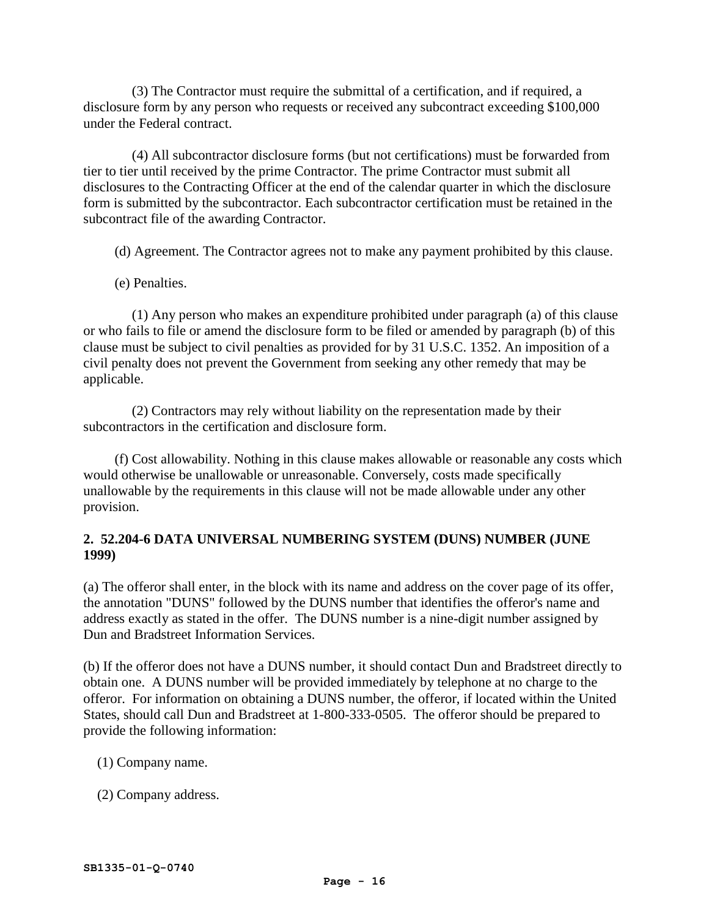(3) The Contractor must require the submittal of a certification, and if required, a disclosure form by any person who requests or received any subcontract exceeding $100,000 under the Federal contract.

(4) All subcontractor disclosure forms (but not certifications) must be forwarded from tier to tier until received by the prime Contractor. The prime Contractor must submit all disclosures to the Contracting Officer at the end of the calendar quarter in which the disclosure form is submitted by the subcontractor. Each subcontractor certification must be retained in the subcontract file of the awarding Contractor.

(d) Agreement. The Contractor agrees not to make any payment prohibited by this clause.

(e) Penalties.

(1) Any person who makes an expenditure prohibited under paragraph (a) of this clause or who fails to file or amend the disclosure form to be filed or amended by paragraph (b) of this clause must be subject to civil penalties as provided for by 31 U.S.C. 1352. An imposition of a civil penalty does not prevent the Government from seeking any other remedy that may be applicable.

(2) Contractors may rely without liability on the representation made by their subcontractors in the certification and disclosure form.

(f) Cost allowability. Nothing in this clause makes allowable or reasonable any costs which would otherwise be unallowable or unreasonable. Conversely, costs made specifically unallowable by the requirements in this clause will not be made allowable under any other provision.

**2. 52.204-6 DATA UNIVERSAL NUMBERING SYSTEM (DUNS) NUMBER (JUNE 1999)**

(a) The offeror shall enter, in the block with its name and address on the cover page of its offer, the annotation "DUNS" followed by the DUNS number that identifies the offeror's name and address exactly as stated in the offer. The DUNS number is a nine-digit number assigned by Dun and Bradstreet Information Services.

(b) If the offeror does not have a DUNS number, it should contact Dun and Bradstreet directly to obtain one. A DUNS number will be provided immediately by telephone at no charge to the offeror. For information on obtaining a DUNS number, the offeror, if located within the United States, should call Dun and Bradstreet at 1-800-333-0505. The offeror should be prepared to provide the following information:

(1) Company name.

(2) Company address.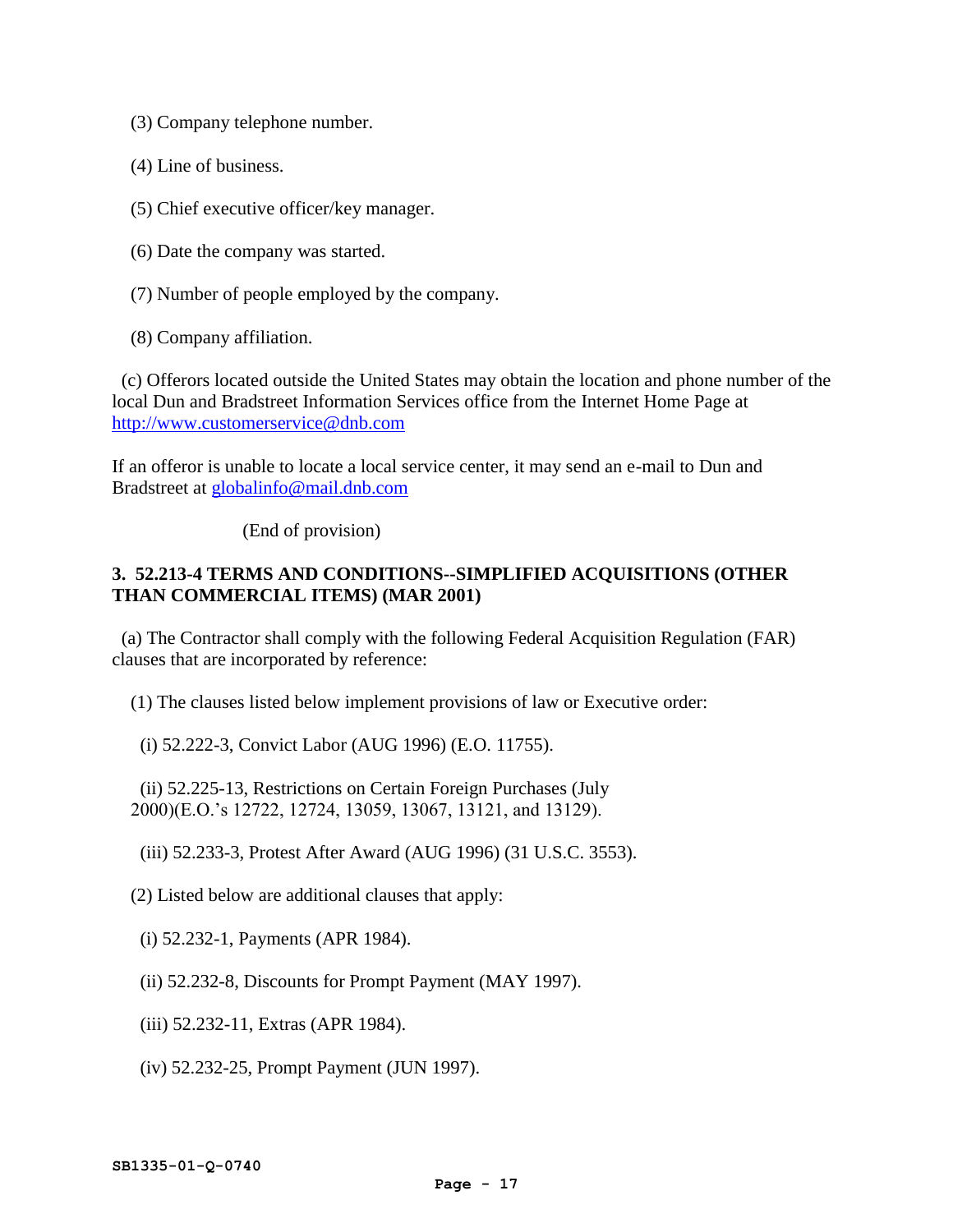(3) Company telephone number.

(4) Line of business.

(5) Chief executive officer/key manager.

(6) Date the company was started.

(7) Number of people employed by the company.

(8) Company affiliation.

(c) Offerors located outside the United States may obtain the location and phone number of the local Dun and Bradstreet Information Services office from the Internet Home Page at [http://www.customerservice@dnb.com](http://www.customerservice@dnb.com)

If an offeror is unable to locate a local service center, it may send an e-mail to Dun and Bradstreet at [globalinfo@mail.dnb.com](mailto:globalinfo@mail.dnb.com)

(End of provision)

**3. 52.213-4 TERMS AND CONDITIONS--SIMPLIFIED ACQUISITIONS (OTHER THAN COMMERCIAL ITEMS) (MAR 2001)**

(a) The Contractor shall comply with the following Federal Acquisition Regulation (FAR) clauses that are incorporated by reference:

(1) The clauses listed below implement provisions of law or Executive order:

(i) 52.222-3, Convict Labor (AUG 1996) (E.O. 11755).

(ii) 52.225-13, Restrictions on Certain Foreign Purchases (July 2000)(E.O.'s 12722, 12724, 13059, 13067, 13121, and 13129).

(iii) 52.233-3, Protest After Award (AUG 1996) (31 U.S.C. 3553).

(2) Listed below are additional clauses that apply:

(i) 52.232-1, Payments (APR 1984).

(ii) 52.232-8, Discounts for Prompt Payment (MAY 1997).

(iii) 52.232-11, Extras (APR 1984).

(iv) 52.232-25, Prompt Payment (JUN 1997).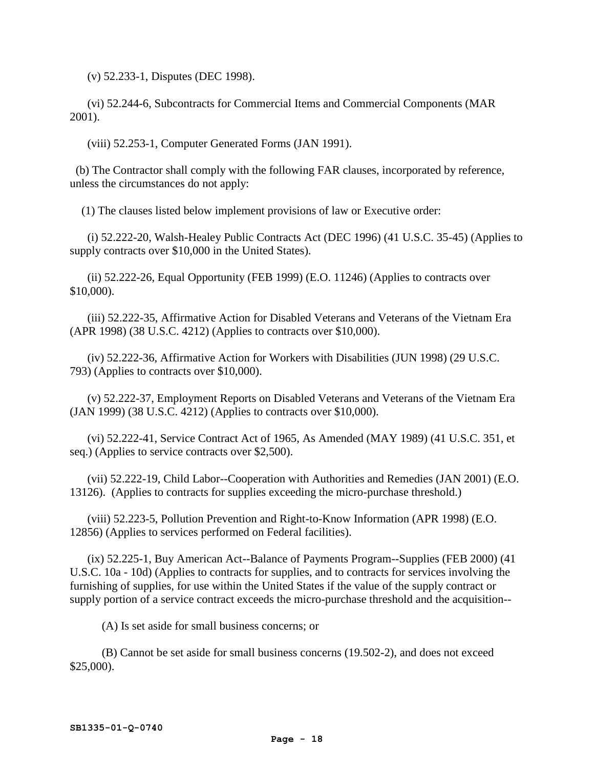(v) 52.233-1, Disputes (DEC 1998).

(vi) 52.244-6, Subcontracts for Commercial Items and Commercial Components (MAR 2001).

(viii) 52.253-1, Computer Generated Forms (JAN 1991).

(b) The Contractor shall comply with the following FAR clauses, incorporated by reference, unless the circumstances do not apply:

(1) The clauses listed below implement provisions of law or Executive order:

(i) 52.222-20, Walsh-Healey Public Contracts Act (DEC 1996) (41 U.S.C. 35-45) (Applies to supply contracts over $10,000 in the United States).

(ii) 52.222-26, Equal Opportunity (FEB 1999) (E.O. 11246) (Applies to contracts over $10,000).

(iii) 52.222-35, Affirmative Action for Disabled Veterans and Veterans of the Vietnam Era (APR 1998) (38 U.S.C. 4212) (Applies to contracts over $10,000).

(iv) 52.222-36, Affirmative Action for Workers with Disabilities (JUN 1998) (29 U.S.C. 793) (Applies to contracts over $10,000).

(v) 52.222-37, Employment Reports on Disabled Veterans and Veterans of the Vietnam Era (JAN 1999) (38 U.S.C. 4212) (Applies to contracts over $10,000).

(vi) 52.222-41, Service Contract Act of 1965, As Amended (MAY 1989) (41 U.S.C. 351, et seq.) (Applies to service contracts over $2,500).

(vii) 52.222-19, Child Labor--Cooperation with Authorities and Remedies (JAN 2001) (E.O. 13126). (Applies to contracts for supplies exceeding the micro-purchase threshold.)

(viii) 52.223-5, Pollution Prevention and Right-to-Know Information (APR 1998) (E.O. 12856) (Applies to services performed on Federal facilities).

(ix) 52.225-1, Buy American Act--Balance of Payments Program--Supplies (FEB 2000) (41 U.S.C. 10a - 10d) (Applies to contracts for supplies, and to contracts for services involving the furnishing of supplies, for use within the United States if the value of the supply contract or supply portion of a service contract exceeds the micro-purchase threshold and the acquisition--

(A) Is set aside for small business concerns; or

(B) Cannot be set aside for small business concerns (19.502-2), and does not exceed $25,000).

SB1335-01-Q-0740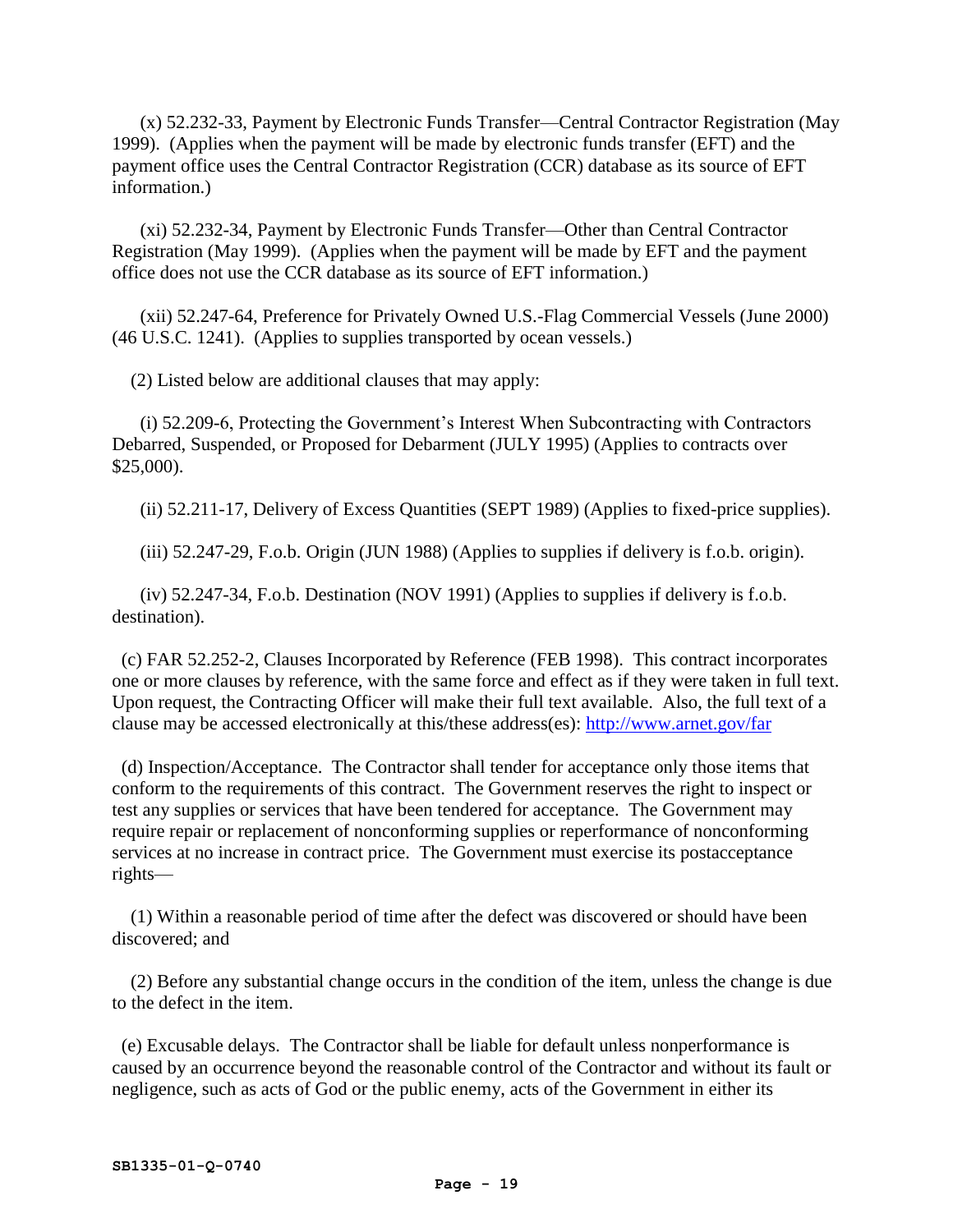(x) 52.232-33, Payment by Electronic Funds Transfer—Central Contractor Registration (May 1999). (Applies when the payment will be made by electronic funds transfer (EFT) and the payment office uses the Central Contractor Registration (CCR) database as its source of EFT information.)

(xi) 52.232-34, Payment by Electronic Funds Transfer—Other than Central Contractor Registration (May 1999). (Applies when the payment will be made by EFT and the payment office does not use the CCR database as its source of EFT information.)

(xii) 52.247-64, Preference for Privately Owned U.S.-Flag Commercial Vessels (June 2000) (46 U.S.C. 1241). (Applies to supplies transported by ocean vessels.)

(2) Listed below are additional clauses that may apply:

(i) 52.209-6, Protecting the Government's Interest When Subcontracting with Contractors Debarred, Suspended, or Proposed for Debarment (JULY 1995) (Applies to contracts over $25,000).

(ii) 52.211-17, Delivery of Excess Quantities (SEPT 1989) (Applies to fixed-price supplies).

(iii) 52.247-29, F.o.b. Origin (JUN 1988) (Applies to supplies if delivery is f.o.b. origin).

(iv) 52.247-34, F.o.b. Destination (NOV 1991) (Applies to supplies if delivery is f.o.b. destination).

(c) FAR 52.252-2, Clauses Incorporated by Reference (FEB 1998). This contract incorporates one or more clauses by reference, with the same force and effect as if they were taken in full text. Upon request, the Contracting Officer will make their full text available. Also, the full text of a clause may be accessed electronically at this/these address(es): http://www.arnet.gov/far

(d) Inspection/Acceptance. The Contractor shall tender for acceptance only those items that conform to the requirements of this contract. The Government reserves the right to inspect or test any supplies or services that have been tendered for acceptance. The Government may require repair or replacement of nonconforming supplies or reperformance of nonconforming services at no increase in contract price. The Government must exercise its postacceptance rights—

(1) Within a reasonable period of time after the defect was discovered or should have been discovered; and

(2) Before any substantial change occurs in the condition of the item, unless the change is due to the defect in the item.

(e) Excusable delays. The Contractor shall be liable for default unless nonperformance is caused by an occurrence beyond the reasonable control of the Contractor and without its fault or negligence, such as acts of God or the public enemy, acts of the Government in either its

SB1335-01-Q-0740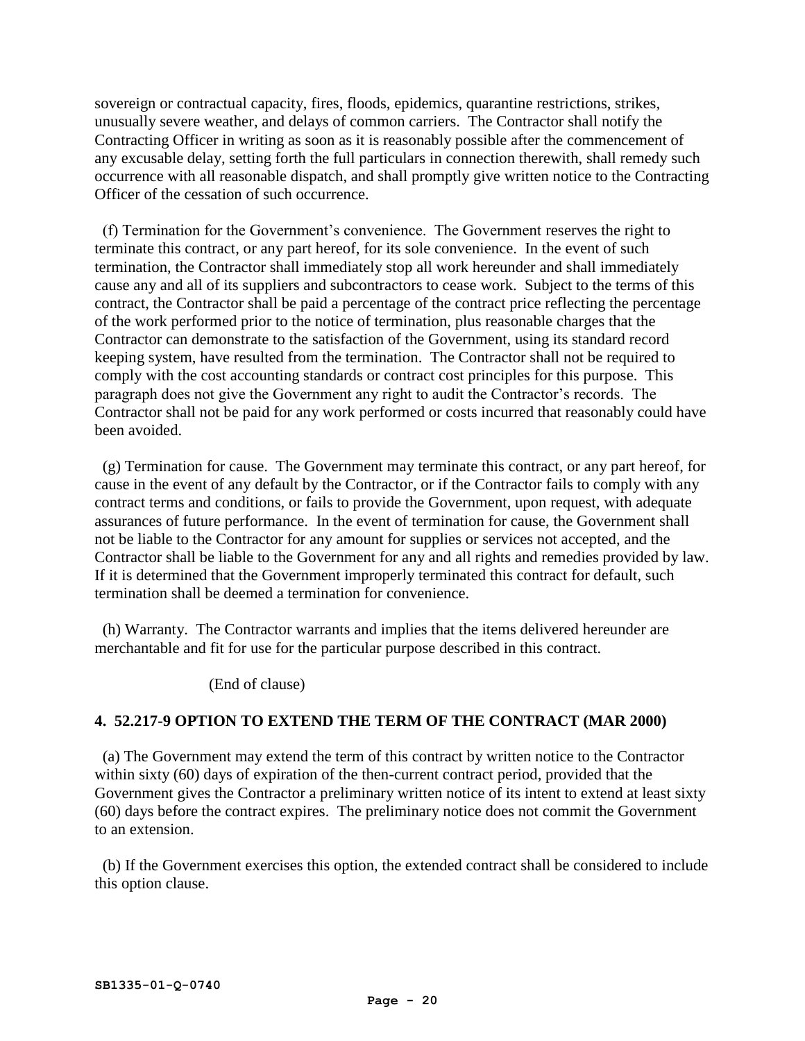sovereign or contractual capacity, fires, floods, epidemics, quarantine restrictions, strikes, unusually severe weather, and delays of common carriers. The Contractor shall notify the Contracting Officer in writing as soon as it is reasonably possible after the commencement of any excusable delay, setting forth the full particulars in connection therewith, shall remedy such occurrence with all reasonable dispatch, and shall promptly give written notice to the Contracting Officer of the cessation of such occurrence.

(f) Termination for the Government's convenience. The Government reserves the right to terminate this contract, or any part hereof, for its sole convenience. In the event of such termination, the Contractor shall immediately stop all work hereunder and shall immediately cause any and all of its suppliers and subcontractors to cease work. Subject to the terms of this contract, the Contractor shall be paid a percentage of the contract price reflecting the percentage of the work performed prior to the notice of termination, plus reasonable charges that the Contractor can demonstrate to the satisfaction of the Government, using its standard record keeping system, have resulted from the termination. The Contractor shall not be required to comply with the cost accounting standards or contract cost principles for this purpose. This paragraph does not give the Government any right to audit the Contractor's records. The Contractor shall not be paid for any work performed or costs incurred that reasonably could have been avoided.

(g) Termination for cause. The Government may terminate this contract, or any part hereof, for cause in the event of any default by the Contractor, or if the Contractor fails to comply with any contract terms and conditions, or fails to provide the Government, upon request, with adequate assurances of future performance. In the event of termination for cause, the Government shall not be liable to the Contractor for any amount for supplies or services not accepted, and the Contractor shall be liable to the Government for any and all rights and remedies provided by law. If it is determined that the Government improperly terminated this contract for default, such termination shall be deemed a termination for convenience.

(h) Warranty. The Contractor warrants and implies that the items delivered hereunder are merchantable and fit for use for the particular purpose described in this contract.

(End of clause)

**4. 52.217-9 OPTION TO EXTEND THE TERM OF THE CONTRACT (MAR 2000)**

(a) The Government may extend the term of this contract by written notice to the Contractor within sixty (60) days of expiration of the then-current contract period, provided that the Government gives the Contractor a preliminary written notice of its intent to extend at least sixty (60) days before the contract expires. The preliminary notice does not commit the Government to an extension.

(b) If the Government exercises this option, the extended contract shall be considered to include this option clause.

SB1335-01-Q-0740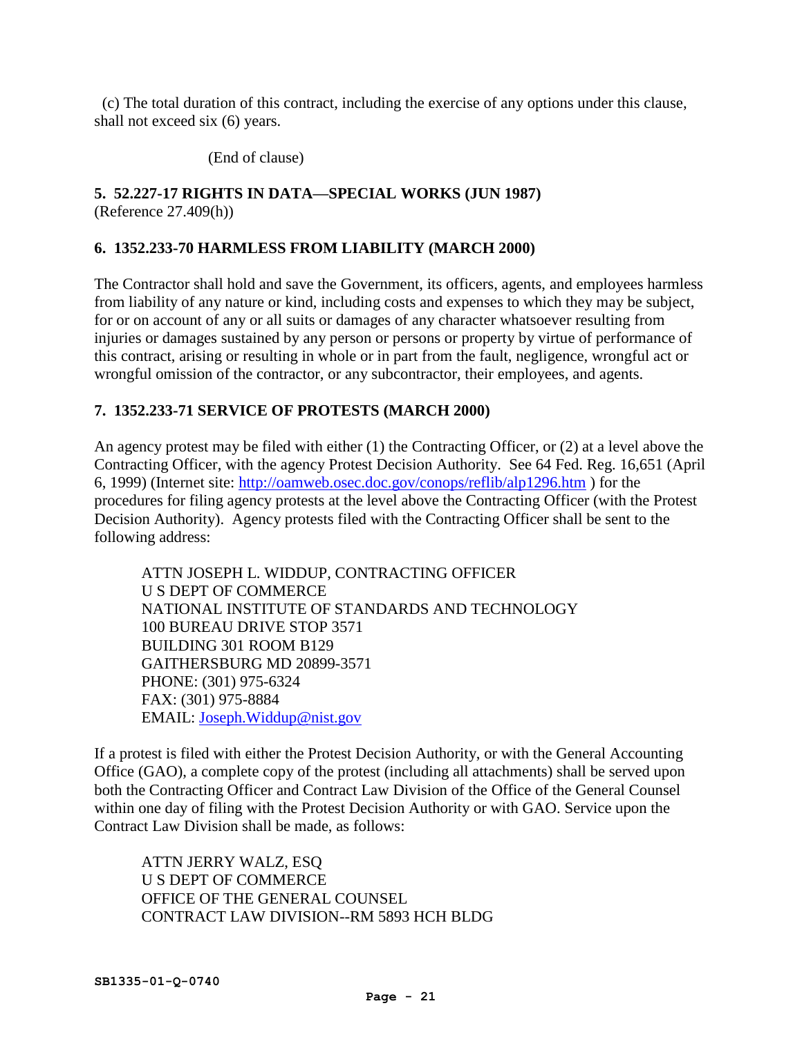(c) The total duration of this contract, including the exercise of any options under this clause, shall not exceed six (6) years.

(End of clause)

**5. 52.227-17 RIGHTS IN DATA—SPECIAL WORKS (JUN 1987)**
(Reference 27.409(h))

**6. 1352.233-70 HARMLESS FROM LIABILITY (MARCH 2000)**

The Contractor shall hold and save the Government, its officers, agents, and employees harmless from liability of any nature or kind, including costs and expenses to which they may be subject, for or on account of any or all suits or damages of any character whatsoever resulting from injuries or damages sustained by any person or persons or property by virtue of performance of this contract, arising or resulting in whole or in part from the fault, negligence, wrongful act or wrongful omission of the contractor, or any subcontractor, their employees, and agents.

**7. 1352.233-71 SERVICE OF PROTESTS (MARCH 2000)**

An agency protest may be filed with either (1) the Contracting Officer, or (2) at a level above the Contracting Officer, with the agency Protest Decision Authority. See 64 Fed. Reg. 16,651 (April 6, 1999) (Internet site: http://oamweb.osec.doc.gov/conops/reflib/alp1296.htm ) for the procedures for filing agency protests at the level above the Contracting Officer (with the Protest Decision Authority). Agency protests filed with the Contracting Officer shall be sent to the following address:

ATTN JOSEPH L. WIDDUP, CONTRACTING OFFICER
U S DEPT OF COMMERCE
NATIONAL INSTITUTE OF STANDARDS AND TECHNOLOGY
100 BUREAU DRIVE STOP 3571
BUILDING 301 ROOM B129
GAITHERSBURG MD 20899-3571
PHONE: (301) 975-6324
FAX: (301) 975-8884
EMAIL: Joseph.Widdup@nist.gov

If a protest is filed with either the Protest Decision Authority, or with the General Accounting Office (GAO), a complete copy of the protest (including all attachments) shall be served upon both the Contracting Officer and Contract Law Division of the Office of the General Counsel within one day of filing with the Protest Decision Authority or with GAO. Service upon the Contract Law Division shall be made, as follows:

ATTN JERRY WALZ, ESQ
U S DEPT OF COMMERCE
OFFICE OF THE GENERAL COUNSEL
CONTRACT LAW DIVISION--RM 5893 HCH BLDG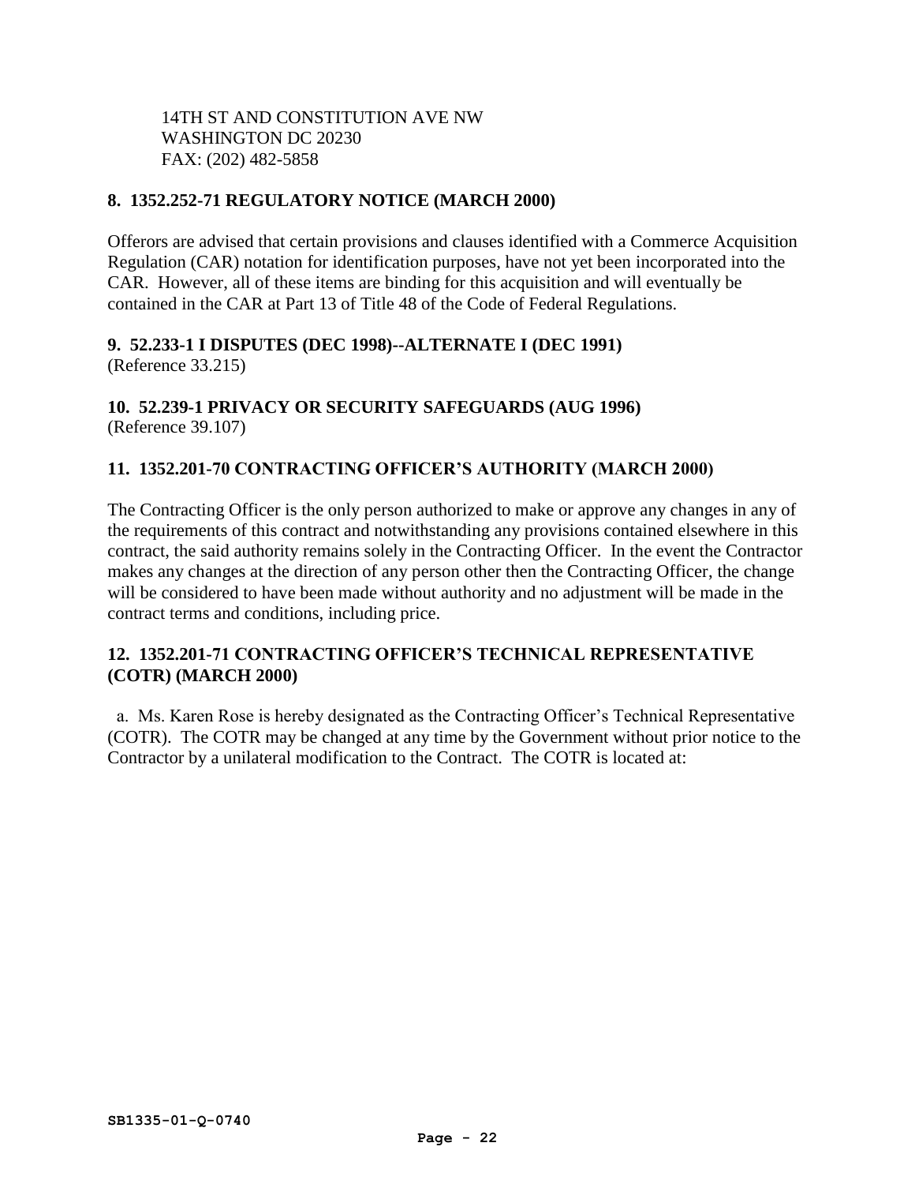14TH ST AND CONSTITUTION AVE NW
WASHINGTON DC 20230
FAX: (202) 482-5858

**8. 1352.252-71 REGULATORY NOTICE (MARCH 2000)**

Offerors are advised that certain provisions and clauses identified with a Commerce Acquisition Regulation (CAR) notation for identification purposes, have not yet been incorporated into the CAR. However, all of these items are binding for this acquisition and will eventually be contained in the CAR at Part 13 of Title 48 of the Code of Federal Regulations.

**9. 52.233-1 I DISPUTES (DEC 1998)--ALTERNATE I (DEC 1991)**
(Reference 33.215)

**10. 52.239-1 PRIVACY OR SECURITY SAFEGUARDS (AUG 1996)**
(Reference 39.107)

**11. 1352.201-70 CONTRACTING OFFICER'S AUTHORITY (MARCH 2000)**

The Contracting Officer is the only person authorized to make or approve any changes in any of the requirements of this contract and notwithstanding any provisions contained elsewhere in this contract, the said authority remains solely in the Contracting Officer. In the event the Contractor makes any changes at the direction of any person other then the Contracting Officer, the change will be considered to have been made without authority and no adjustment will be made in the contract terms and conditions, including price.

**12. 1352.201-71 CONTRACTING OFFICER'S TECHNICAL REPRESENTATIVE (COTR) (MARCH 2000)**

a. Ms. Karen Rose is hereby designated as the Contracting Officer's Technical Representative (COTR). The COTR may be changed at any time by the Government without prior notice to the Contractor by a unilateral modification to the Contract. The COTR is located at:

SB1335-01-Q-0740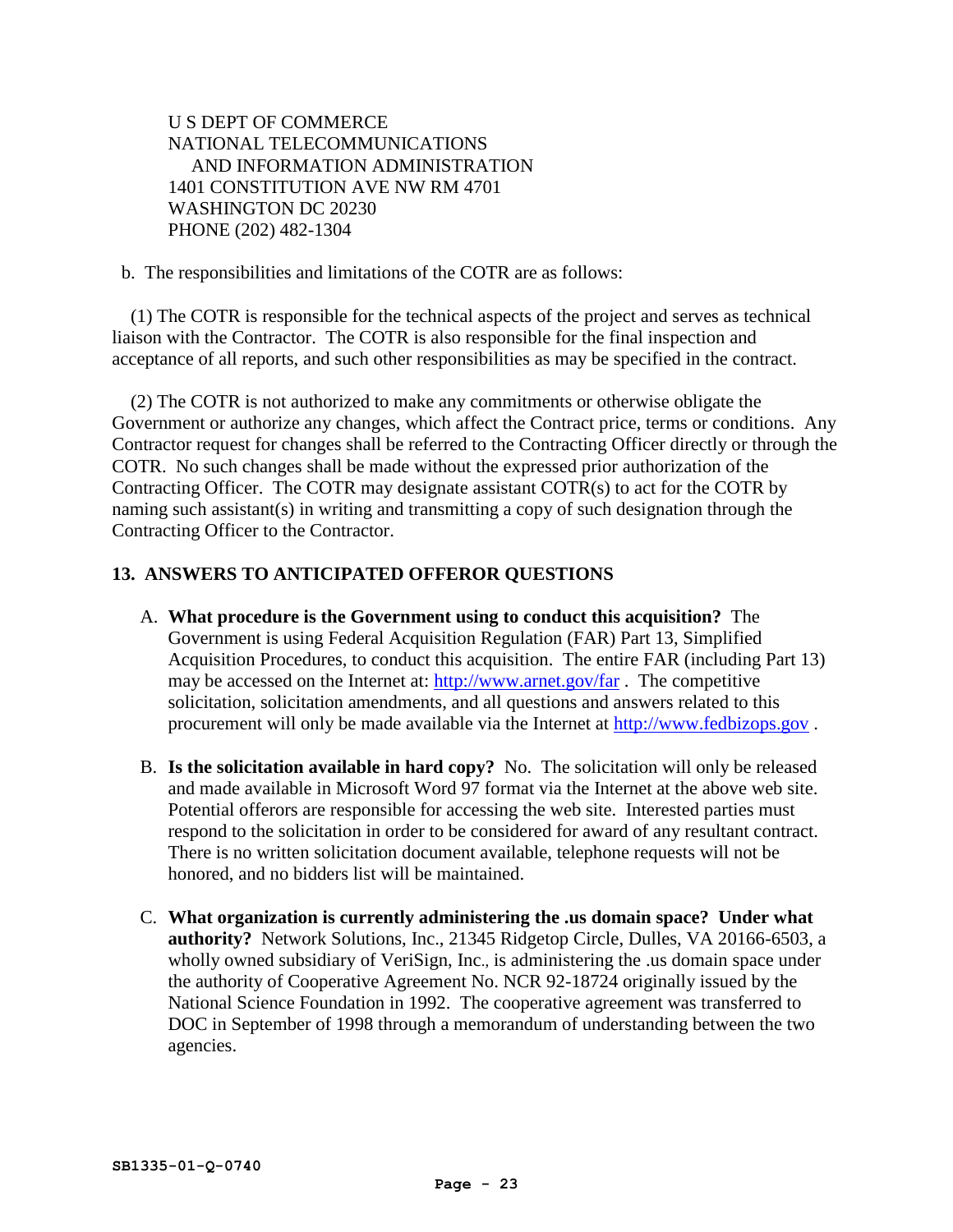U S DEPT OF COMMERCE
NATIONAL TELECOMMUNICATIONS
AND INFORMATION ADMINISTRATION
1401 CONSTITUTION AVE NW RM 4701
WASHINGTON DC 20230
PHONE (202) 482-1304

b. The responsibilities and limitations of the COTR are as follows:

(1) The COTR is responsible for the technical aspects of the project and serves as technical liaison with the Contractor. The COTR is also responsible for the final inspection and acceptance of all reports, and such other responsibilities as may be specified in the contract.

(2) The COTR is not authorized to make any commitments or otherwise obligate the Government or authorize any changes, which affect the Contract price, terms or conditions. Any Contractor request for changes shall be referred to the Contracting Officer directly or through the COTR. No such changes shall be made without the expressed prior authorization of the Contracting Officer. The COTR may designate assistant COTR(s) to act for the COTR by naming such assistant(s) in writing and transmitting a copy of such designation through the Contracting Officer to the Contractor.

## 13. ANSWERS TO ANTICIPATED OFFEROR QUESTIONS

A. **What procedure is the Government using to conduct this acquisition?** The Government is using Federal Acquisition Regulation (FAR) Part 13, Simplified Acquisition Procedures, to conduct this acquisition. The entire FAR (including Part 13) may be accessed on the Internet at: http://www.arnet.gov/far . The competitive solicitation, solicitation amendments, and all questions and answers related to this procurement will only be made available via the Internet at http://www.fedbizops.gov .

B. **Is the solicitation available in hard copy?** No. The solicitation will only be released and made available in Microsoft Word 97 format via the Internet at the above web site. Potential offerors are responsible for accessing the web site. Interested parties must respond to the solicitation in order to be considered for award of any resultant contract. There is no written solicitation document available, telephone requests will not be honored, and no bidders list will be maintained.

C. **What organization is currently administering the .us domain space? Under what authority?** Network Solutions, Inc., 21345 Ridgetop Circle, Dulles, VA 20166-6503, a wholly owned subsidiary of VeriSign, Inc., is administering the .us domain space under the authority of Cooperative Agreement No. NCR 92-18724 originally issued by the National Science Foundation in 1992. The cooperative agreement was transferred to DOC in September of 1998 through a memorandum of understanding between the two agencies.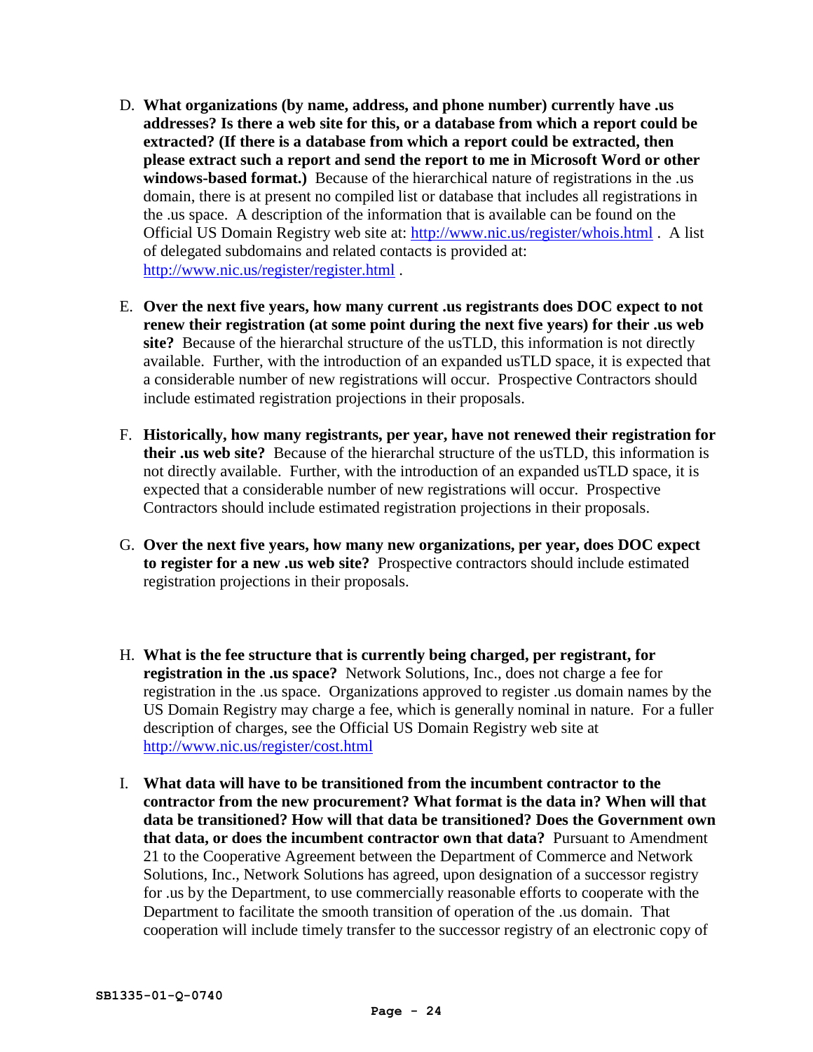D. **What organizations (by name, address, and phone number) currently have .us addresses? Is there a web site for this, or a database from which a report could be extracted? (If there is a database from which a report could be extracted, then please extract such a report and send the report to me in Microsoft Word or other windows-based format.)** Because of the hierarchical nature of registrations in the .us domain, there is at present no compiled list or database that includes all registrations in the .us space. A description of the information that is available can be found on the Official US Domain Registry web site at: http://www.nic.us/register/whois.html . A list of delegated subdomains and related contacts is provided at: http://www.nic.us/register/register.html .

E. **Over the next five years, how many current .us registrants does DOC expect to not renew their registration (at some point during the next five years) for their .us web site?** Because of the hierarchal structure of the usTLD, this information is not directly available. Further, with the introduction of an expanded usTLD space, it is expected that a considerable number of new registrations will occur. Prospective Contractors should include estimated registration projections in their proposals.

F. **Historically, how many registrants, per year, have not renewed their registration for their .us web site?** Because of the hierarchal structure of the usTLD, this information is not directly available. Further, with the introduction of an expanded usTLD space, it is expected that a considerable number of new registrations will occur. Prospective Contractors should include estimated registration projections in their proposals.

G. **Over the next five years, how many new organizations, per year, does DOC expect to register for a new .us web site?** Prospective contractors should include estimated registration projections in their proposals.

H. **What is the fee structure that is currently being charged, per registrant, for registration in the .us space?** Network Solutions, Inc., does not charge a fee for registration in the .us space. Organizations approved to register .us domain names by the US Domain Registry may charge a fee, which is generally nominal in nature. For a fuller description of charges, see the Official US Domain Registry web site at http://www.nic.us/register/cost.html

I. **What data will have to be transitioned from the incumbent contractor to the contractor from the new procurement? What format is the data in? When will that data be transitioned? How will that data be transitioned? Does the Government own that data, or does the incumbent contractor own that data?** Pursuant to Amendment 21 to the Cooperative Agreement between the Department of Commerce and Network Solutions, Inc., Network Solutions has agreed, upon designation of a successor registry for .us by the Department, to use commercially reasonable efforts to cooperate with the Department to facilitate the smooth transition of operation of the .us domain. That cooperation will include timely transfer to the successor registry of an electronic copy of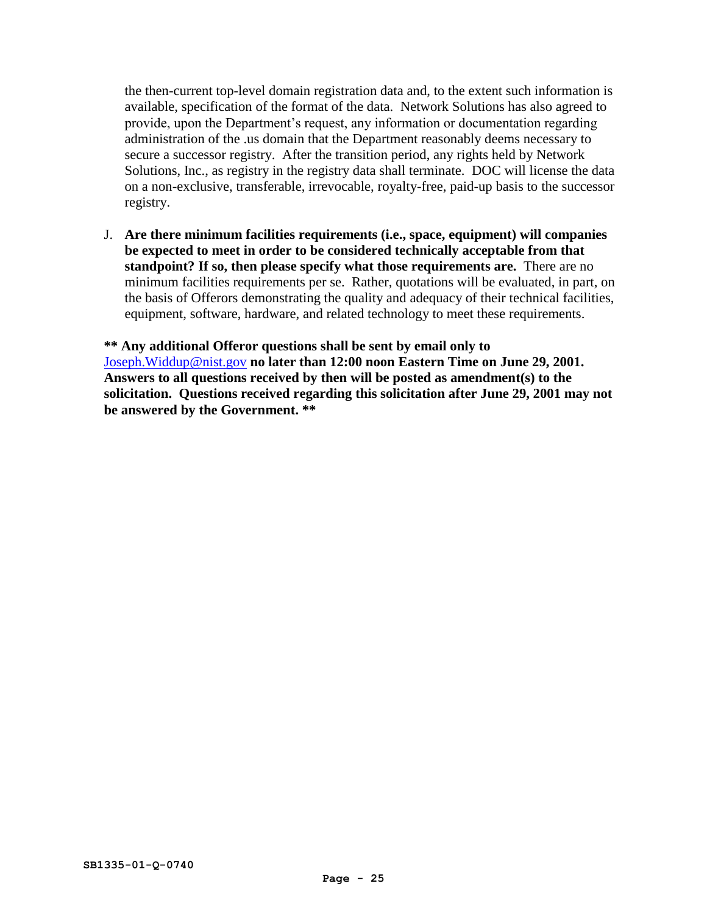the then-current top-level domain registration data and, to the extent such information is available, specification of the format of the data. Network Solutions has also agreed to provide, upon the Department's request, any information or documentation regarding administration of the .us domain that the Department reasonably deems necessary to secure a successor registry. After the transition period, any rights held by Network Solutions, Inc., as registry in the registry data shall terminate. DOC will license the data on a non-exclusive, transferable, irrevocable, royalty-free, paid-up basis to the successor registry.

J. **Are there minimum facilities requirements (i.e., space, equipment) will companies be expected to meet in order to be considered technically acceptable from that standpoint? If so, then please specify what those requirements are.** There are no minimum facilities requirements per se. Rather, quotations will be evaluated, in part, on the basis of Offerors demonstrating the quality and adequacy of their technical facilities, equipment, software, hardware, and related technology to meet these requirements.

**\*\* Any additional Offeror questions shall be sent by email only to** Joseph.Widdup@nist.gov **no later than 12:00 noon Eastern Time on June 29, 2001. Answers to all questions received by then will be posted as amendment(s) to the solicitation. Questions received regarding this solicitation after June 29, 2001 may not be answered by the Government. \*\***

SB1335-01-Q-0740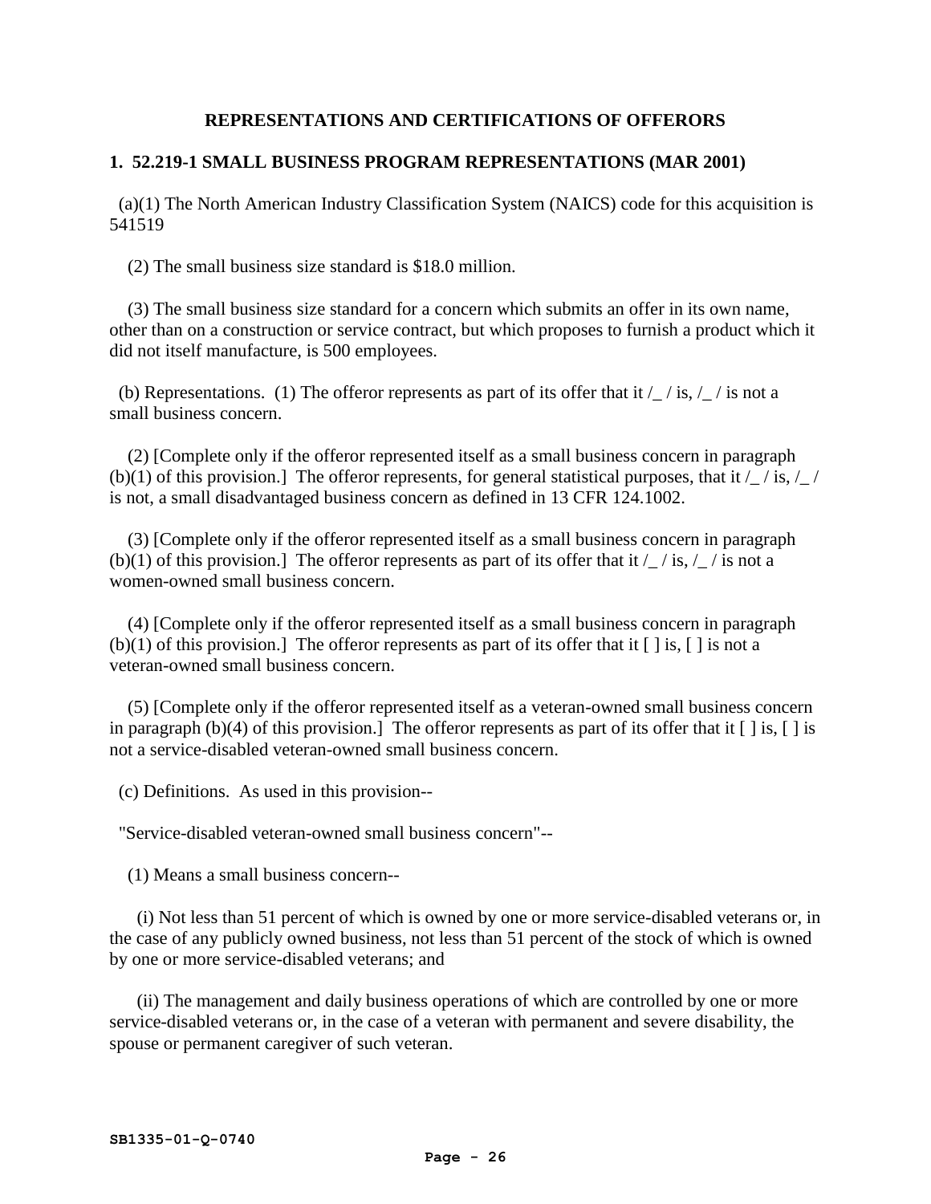## REPRESENTATIONS AND CERTIFICATIONS OF OFFERORS

### 1. 52.219-1 SMALL BUSINESS PROGRAM REPRESENTATIONS (MAR 2001)

(a)(1) The North American Industry Classification System (NAICS) code for this acquisition is 541519

(2) The small business size standard is $18.0 million.

(3) The small business size standard for a concern which submits an offer in its own name, other than on a construction or service contract, but which proposes to furnish a product which it did not itself manufacture, is 500 employees.

(b) Representations. (1) The offeror represents as part of its offer that it /_ / is, /_ / is not a small business concern.

(2) [Complete only if the offeror represented itself as a small business concern in paragraph (b)(1) of this provision.] The offeror represents, for general statistical purposes, that it /_ / is, /_ / is not, a small disadvantaged business concern as defined in 13 CFR 124.1002.

(3) [Complete only if the offeror represented itself as a small business concern in paragraph (b)(1) of this provision.] The offeror represents as part of its offer that it /_ / is, /_ / is not a women-owned small business concern.

(4) [Complete only if the offeror represented itself as a small business concern in paragraph (b)(1) of this provision.] The offeror represents as part of its offer that it [ ] is, [ ] is not a veteran-owned small business concern.

(5) [Complete only if the offeror represented itself as a veteran-owned small business concern in paragraph (b)(4) of this provision.] The offeror represents as part of its offer that it [ ] is, [ ] is not a service-disabled veteran-owned small business concern.

(c) Definitions. As used in this provision--

"Service-disabled veteran-owned small business concern"--

(1) Means a small business concern--

(i) Not less than 51 percent of which is owned by one or more service-disabled veterans or, in the case of any publicly owned business, not less than 51 percent of the stock of which is owned by one or more service-disabled veterans; and

(ii) The management and daily business operations of which are controlled by one or more service-disabled veterans or, in the case of a veteran with permanent and severe disability, the spouse or permanent caregiver of such veteran.

SB1335-01-Q-0740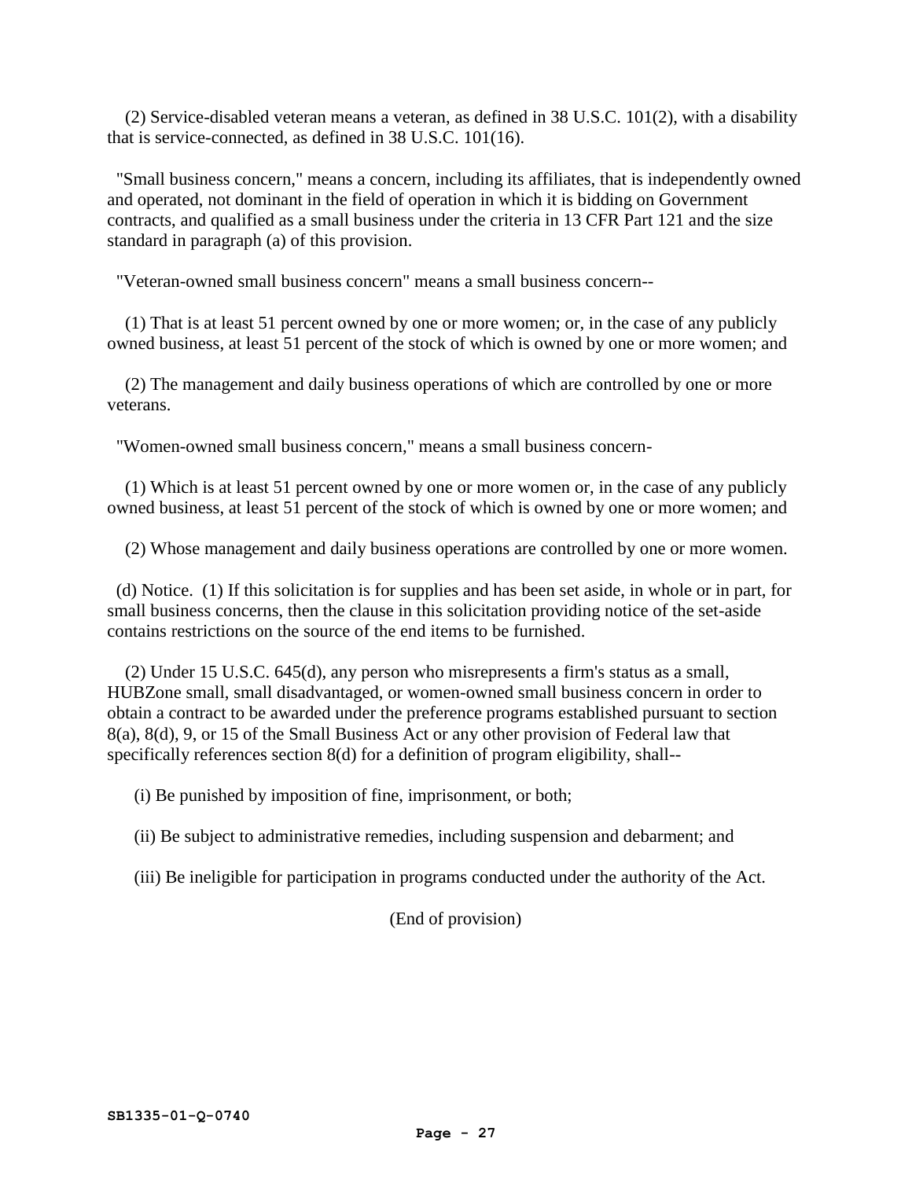(2) Service-disabled veteran means a veteran, as defined in 38 U.S.C. 101(2), with a disability that is service-connected, as defined in 38 U.S.C. 101(16).

"Small business concern," means a concern, including its affiliates, that is independently owned and operated, not dominant in the field of operation in which it is bidding on Government contracts, and qualified as a small business under the criteria in 13 CFR Part 121 and the size standard in paragraph (a) of this provision.

"Veteran-owned small business concern" means a small business concern--

(1) That is at least 51 percent owned by one or more women; or, in the case of any publicly owned business, at least 51 percent of the stock of which is owned by one or more women; and

(2) The management and daily business operations of which are controlled by one or more veterans.

"Women-owned small business concern," means a small business concern-

(1) Which is at least 51 percent owned by one or more women or, in the case of any publicly owned business, at least 51 percent of the stock of which is owned by one or more women; and

(2) Whose management and daily business operations are controlled by one or more women.

(d) Notice. (1) If this solicitation is for supplies and has been set aside, in whole or in part, for small business concerns, then the clause in this solicitation providing notice of the set-aside contains restrictions on the source of the end items to be furnished.

(2) Under 15 U.S.C. 645(d), any person who misrepresents a firm's status as a small, HUBZone small, small disadvantaged, or women-owned small business concern in order to obtain a contract to be awarded under the preference programs established pursuant to section 8(a), 8(d), 9, or 15 of the Small Business Act or any other provision of Federal law that specifically references section 8(d) for a definition of program eligibility, shall--

(i) Be punished by imposition of fine, imprisonment, or both;

(ii) Be subject to administrative remedies, including suspension and debarment; and

(iii) Be ineligible for participation in programs conducted under the authority of the Act.

(End of provision)

SB1335-01-Q-0740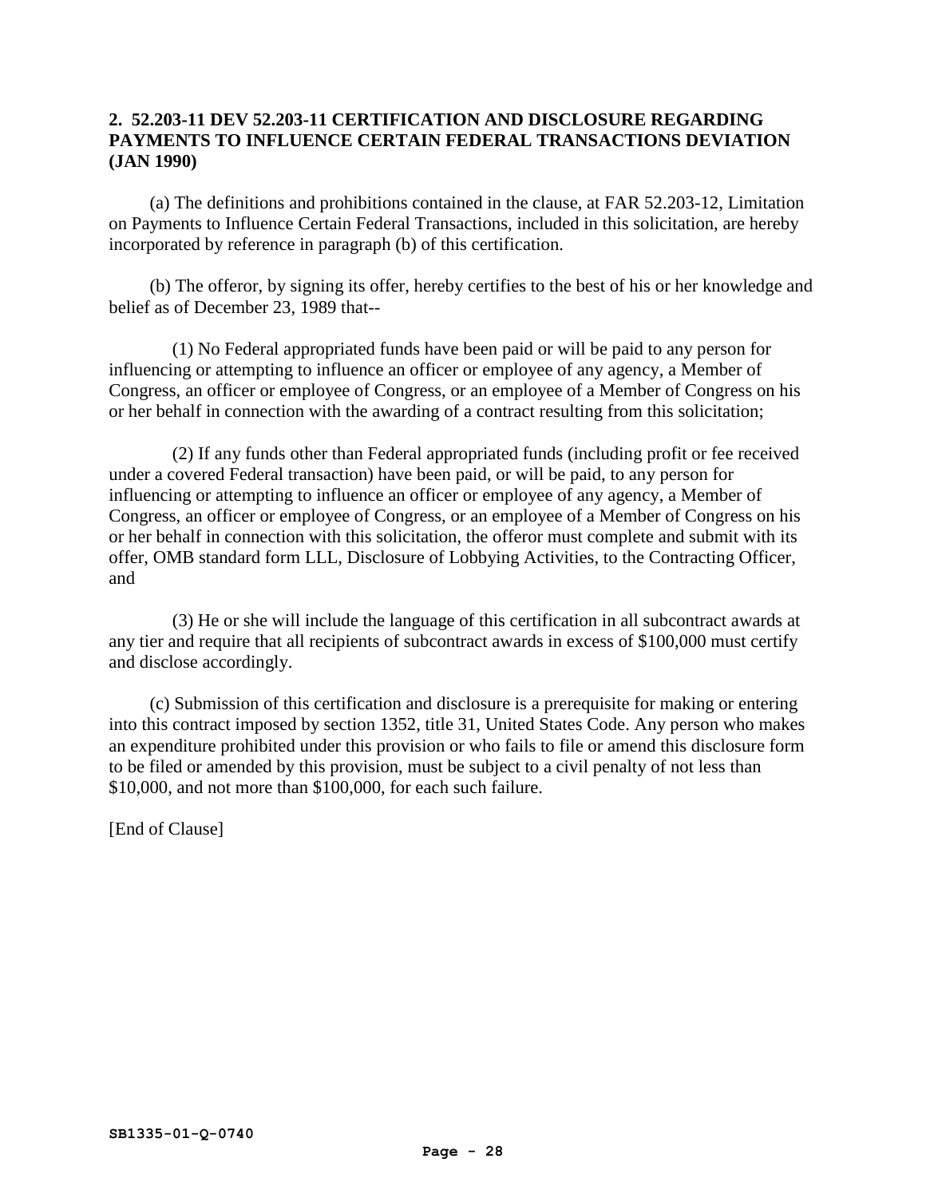## 2. 52.203-11 DEV 52.203-11 CERTIFICATION AND DISCLOSURE REGARDING PAYMENTS TO INFLUENCE CERTAIN FEDERAL TRANSACTIONS DEVIATION (JAN 1990)

(a) The definitions and prohibitions contained in the clause, at FAR 52.203-12, Limitation on Payments to Influence Certain Federal Transactions, included in this solicitation, are hereby incorporated by reference in paragraph (b) of this certification.

(b) The offeror, by signing its offer, hereby certifies to the best of his or her knowledge and belief as of December 23, 1989 that--

(1) No Federal appropriated funds have been paid or will be paid to any person for influencing or attempting to influence an officer or employee of any agency, a Member of Congress, an officer or employee of Congress, or an employee of a Member of Congress on his or her behalf in connection with the awarding of a contract resulting from this solicitation;

(2) If any funds other than Federal appropriated funds (including profit or fee received under a covered Federal transaction) have been paid, or will be paid, to any person for influencing or attempting to influence an officer or employee of any agency, a Member of Congress, an officer or employee of Congress, or an employee of a Member of Congress on his or her behalf in connection with this solicitation, the offeror must complete and submit with its offer, OMB standard form LLL, Disclosure of Lobbying Activities, to the Contracting Officer, and

(3) He or she will include the language of this certification in all subcontract awards at any tier and require that all recipients of subcontract awards in excess of $100,000 must certify and disclose accordingly.

(c) Submission of this certification and disclosure is a prerequisite for making or entering into this contract imposed by section 1352, title 31, United States Code. Any person who makes an expenditure prohibited under this provision or who fails to file or amend this disclosure form to be filed or amended by this provision, must be subject to a civil penalty of not less than $10,000, and not more than $100,000, for each such failure.

[End of Clause]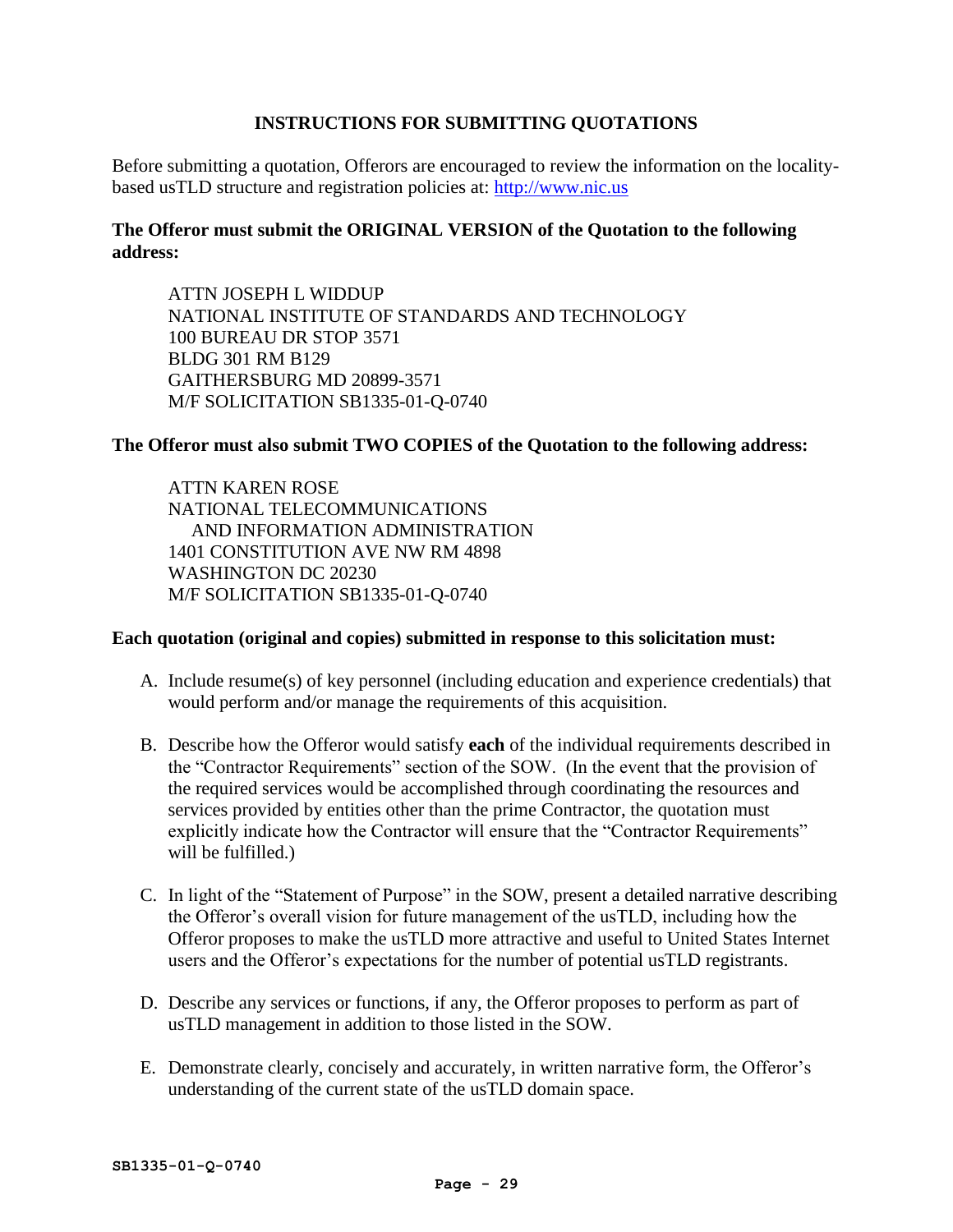## INSTRUCTIONS FOR SUBMITTING QUOTATIONS

Before submitting a quotation, Offerors are encouraged to review the information on the locality-based usTLD structure and registration policies at: http://www.nic.us

**The Offeror must submit the ORIGINAL VERSION of the Quotation to the following address:**

ATTN JOSEPH L WIDDUP  
NATIONAL INSTITUTE OF STANDARDS AND TECHNOLOGY  
100 BUREAU DR STOP 3571  
BLDG 301 RM B129  
GAITHERSBURG MD 20899-3571  
M/F SOLICITATION SB1335-01-Q-0740

**The Offeror must also submit TWO COPIES of the Quotation to the following address:**

ATTN KAREN ROSE  
NATIONAL TELECOMMUNICATIONS  
AND INFORMATION ADMINISTRATION  
1401 CONSTITUTION AVE NW RM 4898  
WASHINGTON DC 20230  
M/F SOLICITATION SB1335-01-Q-0740

**Each quotation (original and copies) submitted in response to this solicitation must:**

A. Include resume(s) of key personnel (including education and experience credentials) that would perform and/or manage the requirements of this acquisition.

B. Describe how the Offeror would satisfy **each** of the individual requirements described in the "Contractor Requirements" section of the SOW. (In the event that the provision of the required services would be accomplished through coordinating the resources and services provided by entities other than the prime Contractor, the quotation must explicitly indicate how the Contractor will ensure that the "Contractor Requirements" will be fulfilled.)

C. In light of the "Statement of Purpose" in the SOW, present a detailed narrative describing the Offeror's overall vision for future management of the usTLD, including how the Offeror proposes to make the usTLD more attractive and useful to United States Internet users and the Offeror's expectations for the number of potential usTLD registrants.

D. Describe any services or functions, if any, the Offeror proposes to perform as part of usTLD management in addition to those listed in the SOW.

E. Demonstrate clearly, concisely and accurately, in written narrative form, the Offeror's understanding of the current state of the usTLD domain space.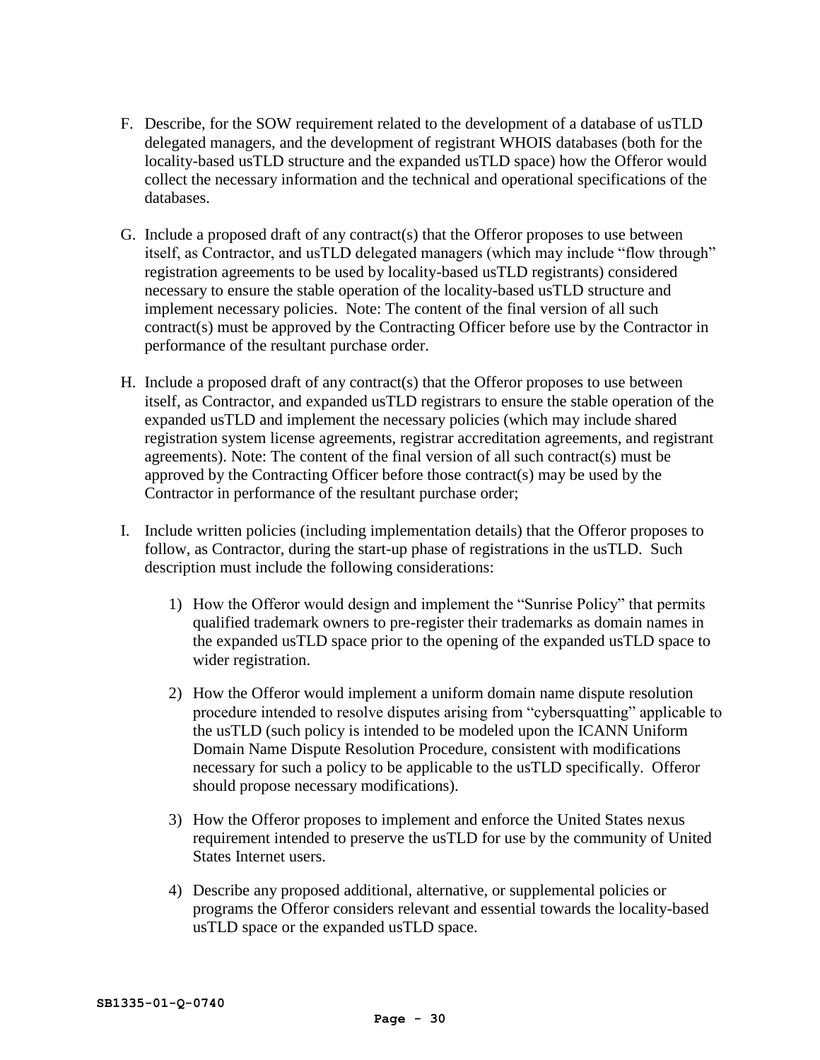F. Describe, for the SOW requirement related to the development of a database of usTLD delegated managers, and the development of registrant WHOIS databases (both for the locality-based usTLD structure and the expanded usTLD space) how the Offeror would collect the necessary information and the technical and operational specifications of the databases.

G. Include a proposed draft of any contract(s) that the Offeror proposes to use between itself, as Contractor, and usTLD delegated managers (which may include "flow through" registration agreements to be used by locality-based usTLD registrants) considered necessary to ensure the stable operation of the locality-based usTLD structure and implement necessary policies. Note: The content of the final version of all such contract(s) must be approved by the Contracting Officer before use by the Contractor in performance of the resultant purchase order.

H. Include a proposed draft of any contract(s) that the Offeror proposes to use between itself, as Contractor, and expanded usTLD registrars to ensure the stable operation of the expanded usTLD and implement the necessary policies (which may include shared registration system license agreements, registrar accreditation agreements, and registrant agreements). Note: The content of the final version of all such contract(s) must be approved by the Contracting Officer before those contract(s) may be used by the Contractor in performance of the resultant purchase order;

I. Include written policies (including implementation details) that the Offeror proposes to follow, as Contractor, during the start-up phase of registrations in the usTLD. Such description must include the following considerations:

   1) How the Offeror would design and implement the "Sunrise Policy" that permits qualified trademark owners to pre-register their trademarks as domain names in the expanded usTLD space prior to the opening of the expanded usTLD space to wider registration.

   2) How the Offeror would implement a uniform domain name dispute resolution procedure intended to resolve disputes arising from "cybersquatting" applicable to the usTLD (such policy is intended to be modeled upon the ICANN Uniform Domain Name Dispute Resolution Procedure, consistent with modifications necessary for such a policy to be applicable to the usTLD specifically. Offeror should propose necessary modifications).

   3) How the Offeror proposes to implement and enforce the United States nexus requirement intended to preserve the usTLD for use by the community of United States Internet users.

   4) Describe any proposed additional, alternative, or supplemental policies or programs the Offeror considers relevant and essential towards the locality-based usTLD space or the expanded usTLD space.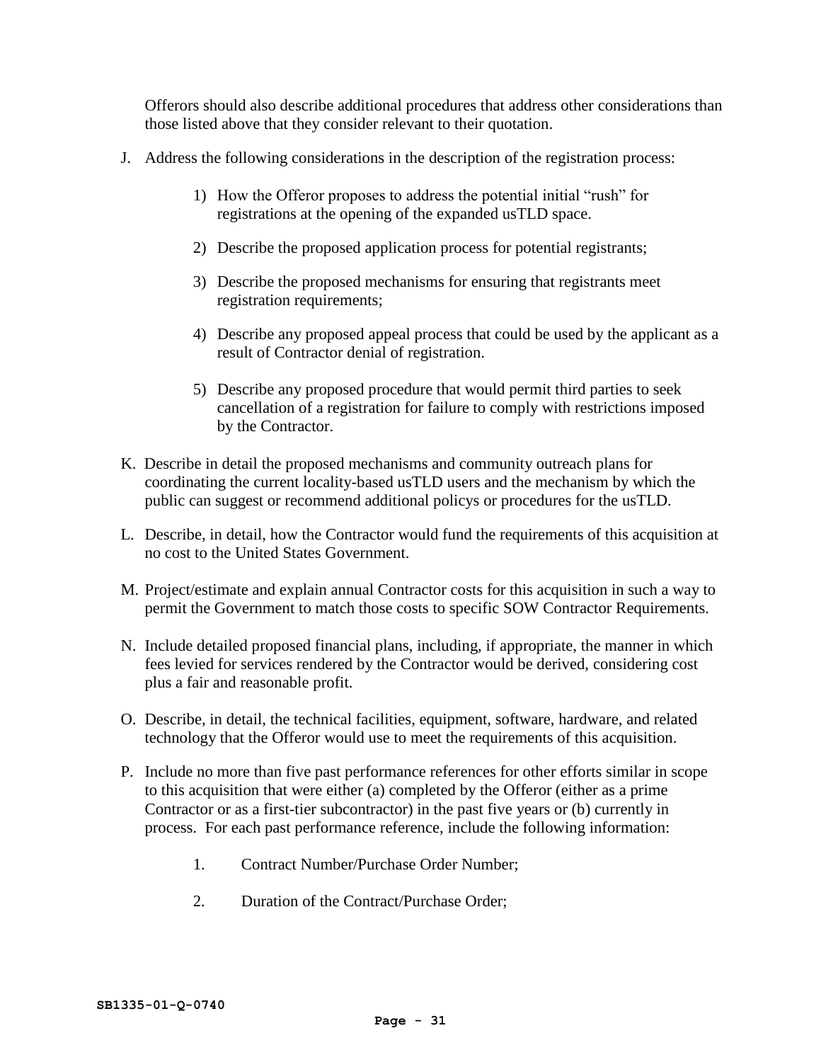Offerors should also describe additional procedures that address other considerations than those listed above that they consider relevant to their quotation.

J. Address the following considerations in the description of the registration process:

    1) How the Offeror proposes to address the potential initial “rush” for registrations at the opening of the expanded usTLD space.

    2) Describe the proposed application process for potential registrants;

    3) Describe the proposed mechanisms for ensuring that registrants meet registration requirements;

    4) Describe any proposed appeal process that could be used by the applicant as a result of Contractor denial of registration.

    5) Describe any proposed procedure that would permit third parties to seek cancellation of a registration for failure to comply with restrictions imposed by the Contractor.

K. Describe in detail the proposed mechanisms and community outreach plans for coordinating the current locality-based usTLD users and the mechanism by which the public can suggest or recommend additional policys or procedures for the usTLD.

L. Describe, in detail, how the Contractor would fund the requirements of this acquisition at no cost to the United States Government.

M. Project/estimate and explain annual Contractor costs for this acquisition in such a way to permit the Government to match those costs to specific SOW Contractor Requirements.

N. Include detailed proposed financial plans, including, if appropriate, the manner in which fees levied for services rendered by the Contractor would be derived, considering cost plus a fair and reasonable profit.

O. Describe, in detail, the technical facilities, equipment, software, hardware, and related technology that the Offeror would use to meet the requirements of this acquisition.

P. Include no more than five past performance references for other efforts similar in scope to this acquisition that were either (a) completed by the Offeror (either as a prime Contractor or as a first-tier subcontractor) in the past five years or (b) currently in process. For each past performance reference, include the following information:

    1. Contract Number/Purchase Order Number;

    2. Duration of the Contract/Purchase Order;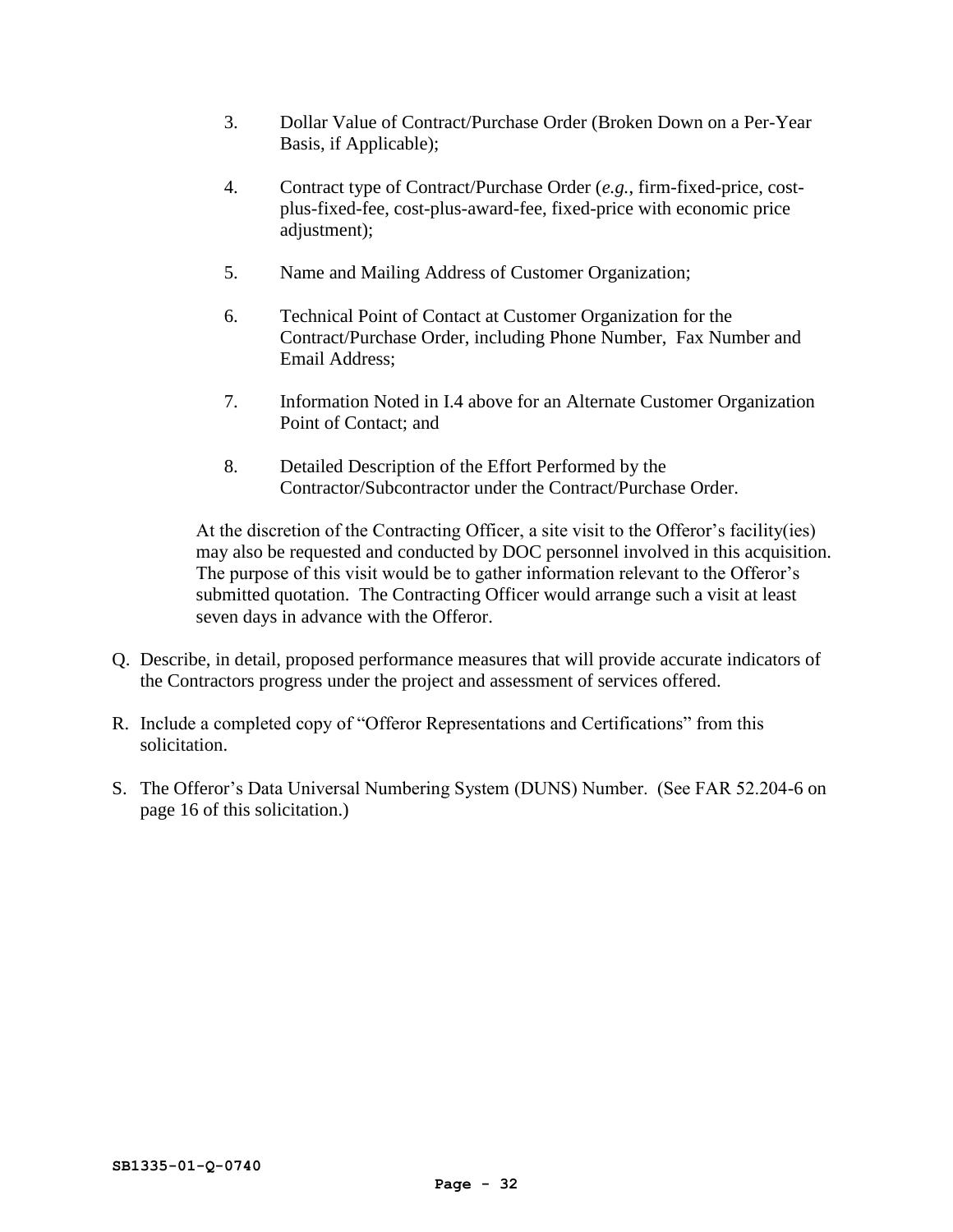3. Dollar Value of Contract/Purchase Order (Broken Down on a Per-Year Basis, if Applicable);

4. Contract type of Contract/Purchase Order (*e.g.*, firm-fixed-price, cost-plus-fixed-fee, cost-plus-award-fee, fixed-price with economic price adjustment);

5. Name and Mailing Address of Customer Organization;

6. Technical Point of Contact at Customer Organization for the Contract/Purchase Order, including Phone Number, Fax Number and Email Address;

7. Information Noted in I.4 above for an Alternate Customer Organization Point of Contact; and

8. Detailed Description of the Effort Performed by the Contractor/Subcontractor under the Contract/Purchase Order.

At the discretion of the Contracting Officer, a site visit to the Offeror's facility(ies) may also be requested and conducted by DOC personnel involved in this acquisition. The purpose of this visit would be to gather information relevant to the Offeror's submitted quotation. The Contracting Officer would arrange such a visit at least seven days in advance with the Offeror.

Q. Describe, in detail, proposed performance measures that will provide accurate indicators of the Contractors progress under the project and assessment of services offered.

R. Include a completed copy of "Offeror Representations and Certifications" from this solicitation.

S. The Offeror's Data Universal Numbering System (DUNS) Number. (See FAR 52.204-6 on page 16 of this solicitation.)

**SB1335-01-Q-0740**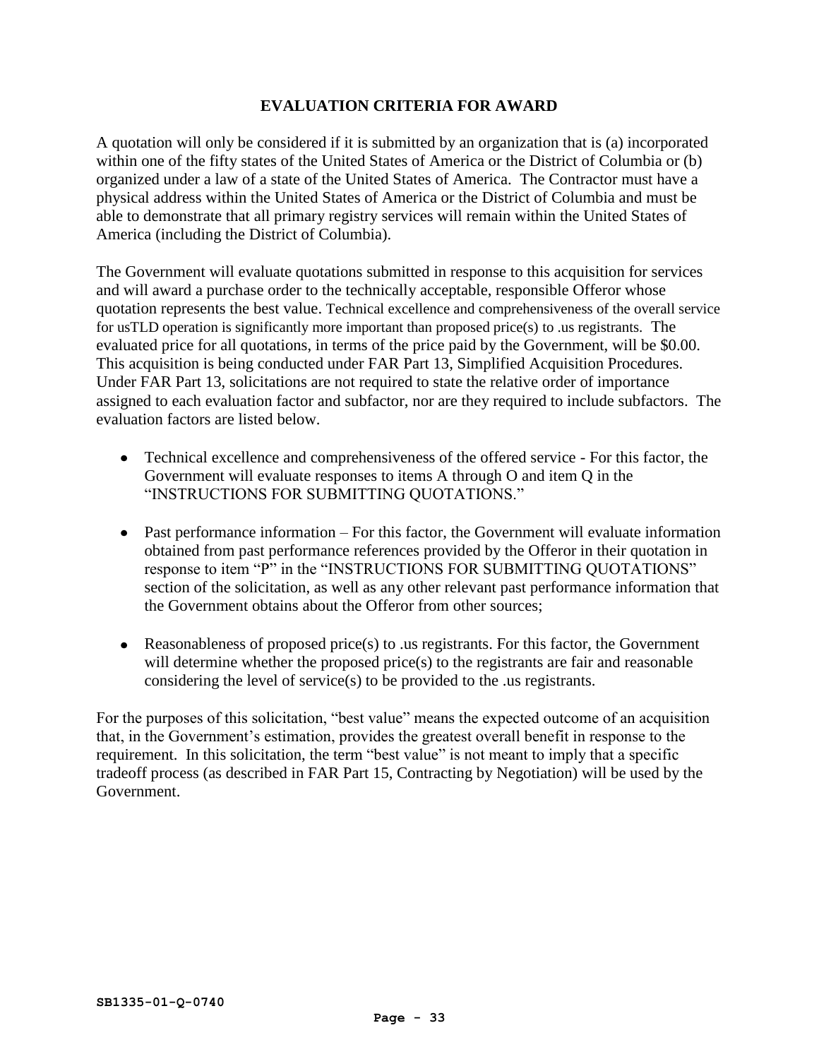## EVALUATION CRITERIA FOR AWARD

A quotation will only be considered if it is submitted by an organization that is (a) incorporated within one of the fifty states of the United States of America or the District of Columbia or (b) organized under a law of a state of the United States of America. The Contractor must have a physical address within the United States of America or the District of Columbia and must be able to demonstrate that all primary registry services will remain within the United States of America (including the District of Columbia).

The Government will evaluate quotations submitted in response to this acquisition for services and will award a purchase order to the technically acceptable, responsible Offeror whose quotation represents the best value. Technical excellence and comprehensiveness of the overall service for usTLD operation is significantly more important than proposed price(s) to .us registrants. The evaluated price for all quotations, in terms of the price paid by the Government, will be $0.00. This acquisition is being conducted under FAR Part 13, Simplified Acquisition Procedures. Under FAR Part 13, solicitations are not required to state the relative order of importance assigned to each evaluation factor and subfactor, nor are they required to include subfactors. The evaluation factors are listed below.

- Technical excellence and comprehensiveness of the offered service - For this factor, the Government will evaluate responses to items A through O and item Q in the "INSTRUCTIONS FOR SUBMITTING QUOTATIONS."

- Past performance information – For this factor, the Government will evaluate information obtained from past performance references provided by the Offeror in their quotation in response to item "P" in the "INSTRUCTIONS FOR SUBMITTING QUOTATIONS" section of the solicitation, as well as any other relevant past performance information that the Government obtains about the Offeror from other sources;

- Reasonableness of proposed price(s) to .us registrants. For this factor, the Government will determine whether the proposed price(s) to the registrants are fair and reasonable considering the level of service(s) to be provided to the .us registrants.

For the purposes of this solicitation, "best value" means the expected outcome of an acquisition that, in the Government's estimation, provides the greatest overall benefit in response to the requirement. In this solicitation, the term "best value" is not meant to imply that a specific tradeoff process (as described in FAR Part 15, Contracting by Negotiation) will be used by the Government.